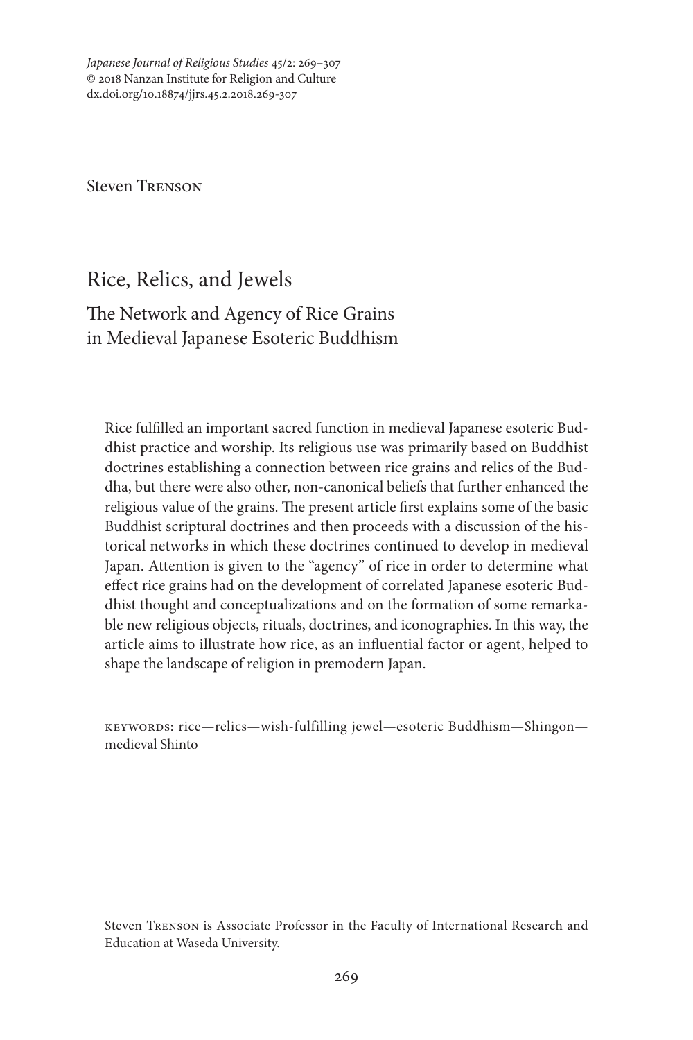*Japanese Journal of Religious Studies* 45/2: 269–307
© 2018 Nanzan Institute for Religion and Culture
dx.doi.org/10.18874/jjrs.45.2.2018.269-307

Steven Trenson

# Rice, Relics, and Jewels

## The Network and Agency of Rice Grains in Medieval Japanese Esoteric Buddhism

Rice fulfilled an important sacred function in medieval Japanese esoteric Buddhist practice and worship. Its religious use was primarily based on Buddhist doctrines establishing a connection between rice grains and relics of the Buddha, but there were also other, non-canonical beliefs that further enhanced the religious value of the grains. The present article first explains some of the basic Buddhist scriptural doctrines and then proceeds with a discussion of the historical networks in which these doctrines continued to develop in medieval Japan. Attention is given to the "agency" of rice in order to determine what effect rice grains had on the development of correlated Japanese esoteric Buddhist thought and conceptualizations and on the formation of some remarkable new religious objects, rituals, doctrines, and iconographies. In this way, the article aims to illustrate how rice, as an influential factor or agent, helped to shape the landscape of religion in premodern Japan.

keywords: rice—relics—wish-fulfilling jewel—esoteric Buddhism—Shingon—medieval Shinto

Steven Trenson is Associate Professor in the Faculty of International Research and Education at Waseda University.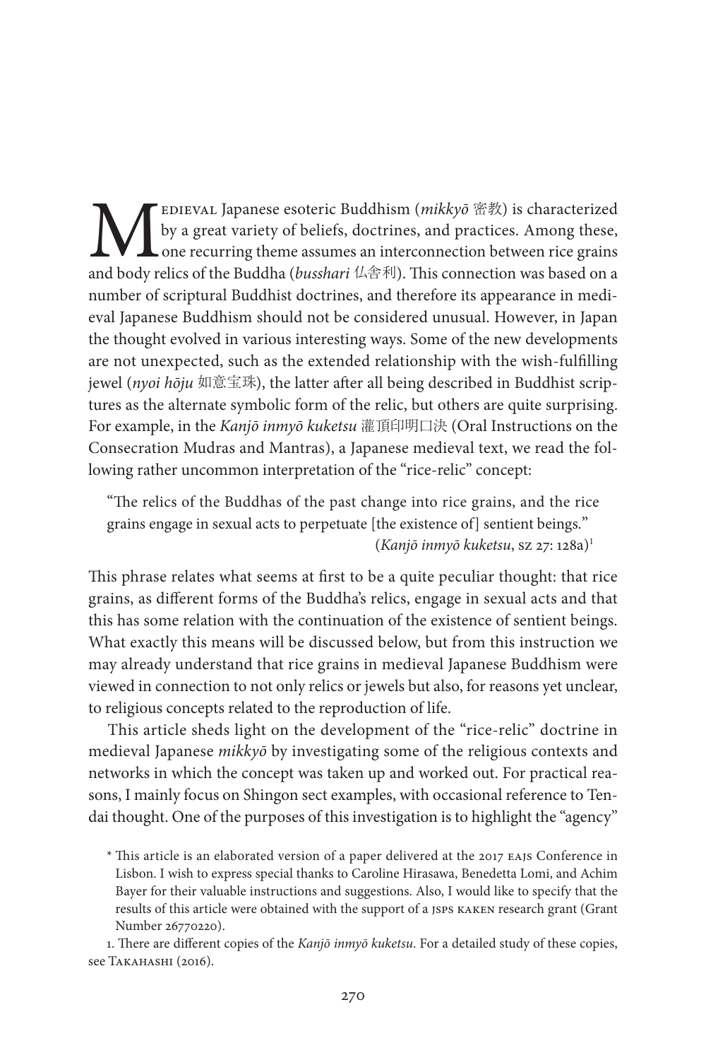Medieval Japanese esoteric Buddhism (*mikkyō* 密教) is characterized by a great variety of beliefs, doctrines, and practices. Among these, one recurring theme assumes an interconnection between rice grains and body relics of the Buddha (*busshari* 仏舎利). This connection was based on a number of scriptural Buddhist doctrines, and therefore its appearance in medieval Japanese Buddhism should not be considered unusual. However, in Japan the thought evolved in various interesting ways. Some of the new developments are not unexpected, such as the extended relationship with the wish-fulfilling jewel (*nyoi hōju* 如意宝珠), the latter after all being described in Buddhist scriptures as the alternate symbolic form of the relic, but others are quite surprising. For example, in the *Kanjō inmyō kuketsu* 灌頂印明口決 (Oral Instructions on the Consecration Mudras and Mantras), a Japanese medieval text, we read the following rather uncommon interpretation of the "rice-relic" concept:

> "The relics of the Buddhas of the past change into rice grains, and the rice grains engage in sexual acts to perpetuate [the existence of] sentient beings."
> (*Kanjō inmyō kuketsu*, SZ 27: 128a)[1]

This phrase relates what seems at first to be a quite peculiar thought: that rice grains, as different forms of the Buddha's relics, engage in sexual acts and that this has some relation with the continuation of the existence of sentient beings. What exactly this means will be discussed below, but from this instruction we may already understand that rice grains in medieval Japanese Buddhism were viewed in connection to not only relics or jewels but also, for reasons yet unclear, to religious concepts related to the reproduction of life.

This article sheds light on the development of the "rice-relic" doctrine in medieval Japanese *mikkyō* by investigating some of the religious contexts and networks in which the concept was taken up and worked out. For practical reasons, I mainly focus on Shingon sect examples, with occasional reference to Tendai thought. One of the purposes of this investigation is to highlight the "agency"

\* This article is an elaborated version of a paper delivered at the 2017 EAJS Conference in Lisbon. I wish to express special thanks to Caroline Hirasawa, Benedetta Lomi, and Achim Bayer for their valuable instructions and suggestions. Also, I would like to specify that the results of this article were obtained with the support of a JSPS KAKEN research grant (Grant Number 26770220).

1. There are different copies of the *Kanjō inmyō kuketsu*. For a detailed study of these copies, see Takahashi (2016).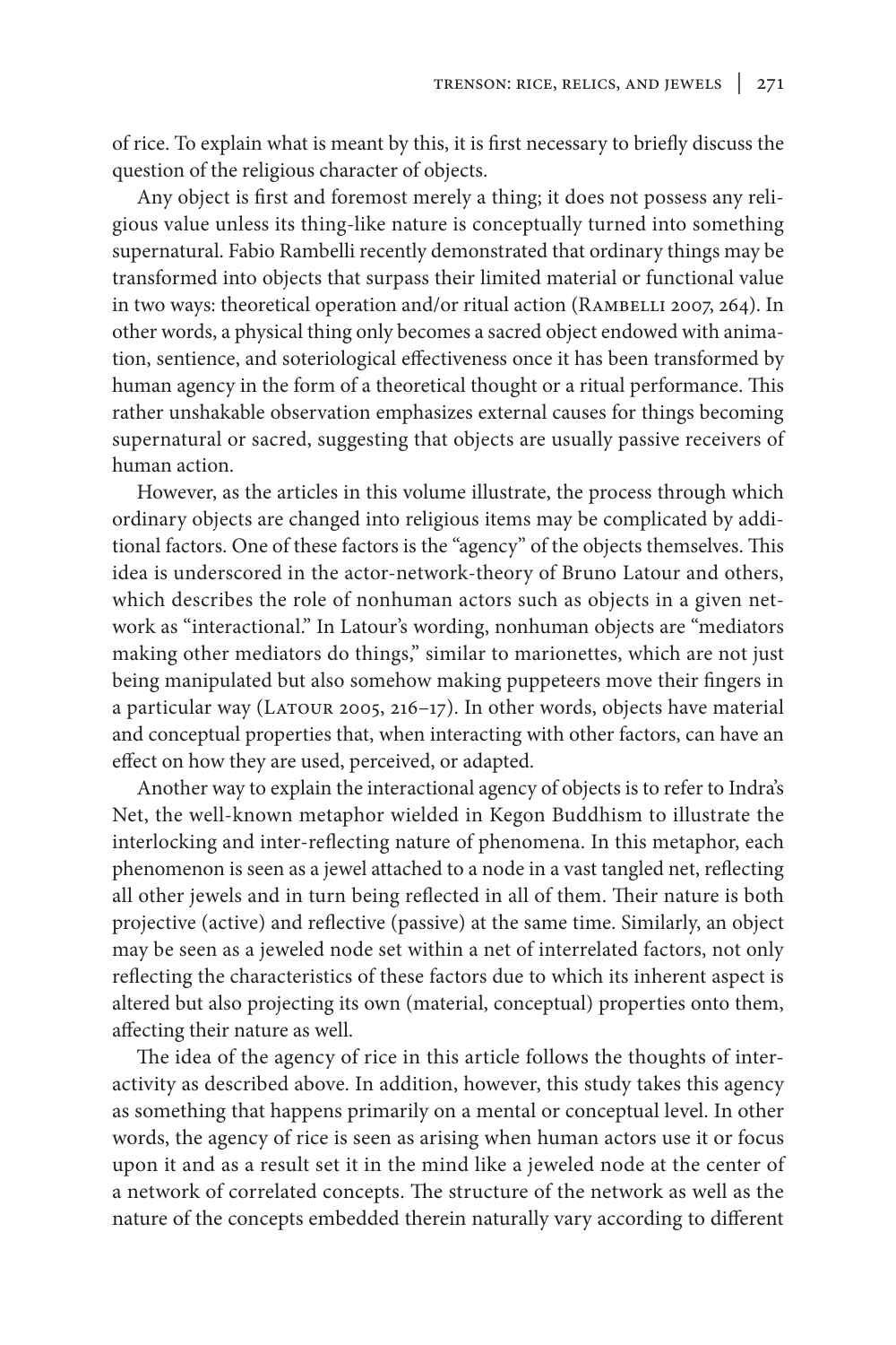of rice. To explain what is meant by this, it is first necessary to briefly discuss the question of the religious character of objects.

Any object is first and foremost merely a thing; it does not possess any religious value unless its thing-like nature is conceptually turned into something supernatural. Fabio Rambelli recently demonstrated that ordinary things may be transformed into objects that surpass their limited material or functional value in two ways: theoretical operation and/or ritual action (Rambelli 2007, 264). In other words, a physical thing only becomes a sacred object endowed with animation, sentience, and soteriological effectiveness once it has been transformed by human agency in the form of a theoretical thought or a ritual performance. This rather unshakable observation emphasizes external causes for things becoming supernatural or sacred, suggesting that objects are usually passive receivers of human action.

However, as the articles in this volume illustrate, the process through which ordinary objects are changed into religious items may be complicated by additional factors. One of these factors is the "agency" of the objects themselves. This idea is underscored in the actor-network-theory of Bruno Latour and others, which describes the role of nonhuman actors such as objects in a given network as "interactional." In Latour's wording, nonhuman objects are "mediators making other mediators do things," similar to marionettes, which are not just being manipulated but also somehow making puppeteers move their fingers in a particular way (Latour 2005, 216–17). In other words, objects have material and conceptual properties that, when interacting with other factors, can have an effect on how they are used, perceived, or adapted.

Another way to explain the interactional agency of objects is to refer to Indra's Net, the well-known metaphor wielded in Kegon Buddhism to illustrate the interlocking and inter-reflecting nature of phenomena. In this metaphor, each phenomenon is seen as a jewel attached to a node in a vast tangled net, reflecting all other jewels and in turn being reflected in all of them. Their nature is both projective (active) and reflective (passive) at the same time. Similarly, an object may be seen as a jeweled node set within a net of interrelated factors, not only reflecting the characteristics of these factors due to which its inherent aspect is altered but also projecting its own (material, conceptual) properties onto them, affecting their nature as well.

The idea of the agency of rice in this article follows the thoughts of interactivity as described above. In addition, however, this study takes this agency as something that happens primarily on a mental or conceptual level. In other words, the agency of rice is seen as arising when human actors use it or focus upon it and as a result set it in the mind like a jeweled node at the center of a network of correlated concepts. The structure of the network as well as the nature of the concepts embedded therein naturally vary according to different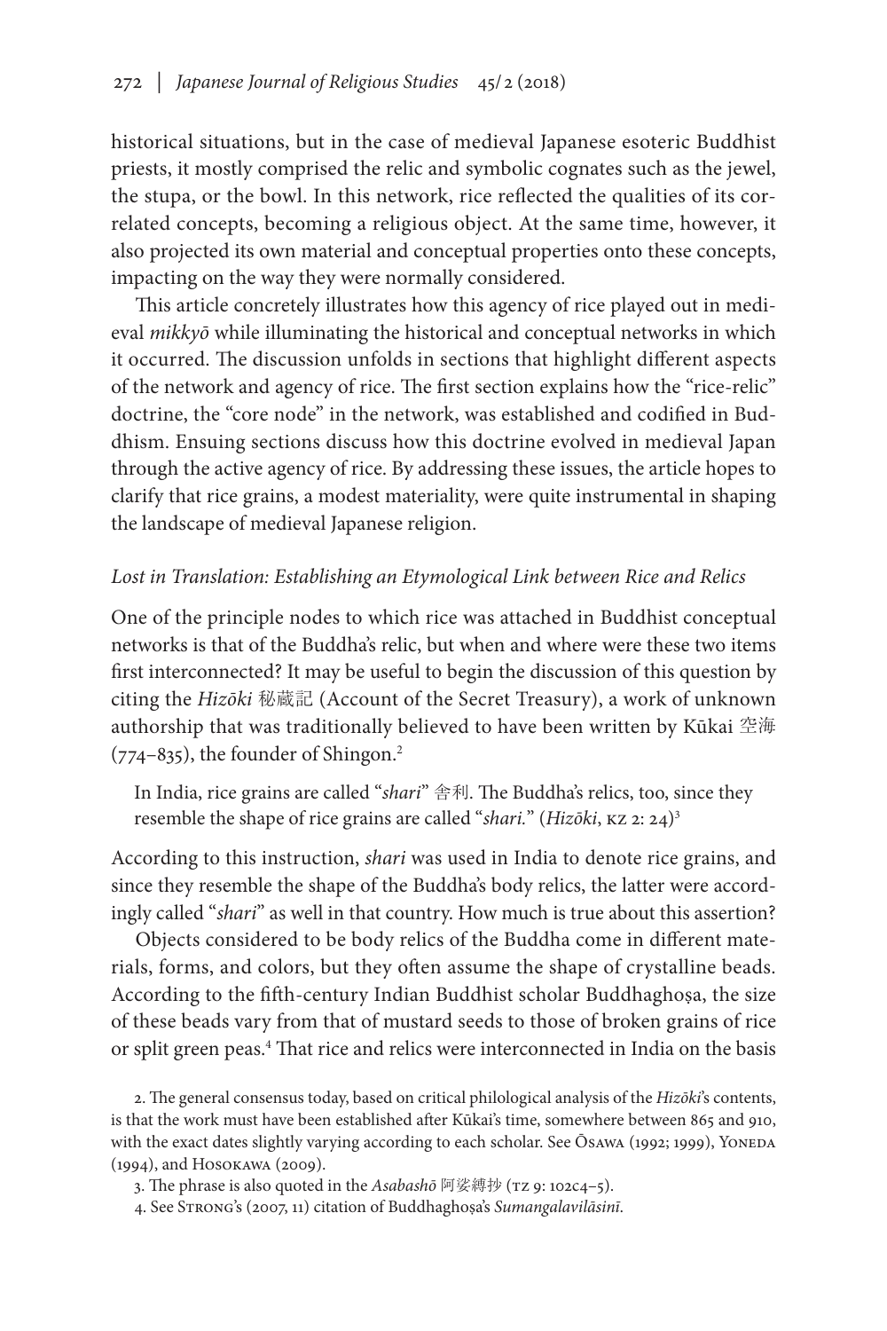historical situations, but in the case of medieval Japanese esoteric Buddhist priests, it mostly comprised the relic and symbolic cognates such as the jewel, the stupa, or the bowl. In this network, rice reflected the qualities of its correlated concepts, becoming a religious object. At the same time, however, it also projected its own material and conceptual properties onto these concepts, impacting on the way they were normally considered.

This article concretely illustrates how this agency of rice played out in medieval *mikkyō* while illuminating the historical and conceptual networks in which it occurred. The discussion unfolds in sections that highlight different aspects of the network and agency of rice. The first section explains how the "rice-relic" doctrine, the "core node" in the network, was established and codified in Buddhism. Ensuing sections discuss how this doctrine evolved in medieval Japan through the active agency of rice. By addressing these issues, the article hopes to clarify that rice grains, a modest materiality, were quite instrumental in shaping the landscape of medieval Japanese religion.

### *Lost in Translation: Establishing an Etymological Link between Rice and Relics*

One of the principle nodes to which rice was attached in Buddhist conceptual networks is that of the Buddha's relic, but when and where were these two items first interconnected? It may be useful to begin the discussion of this question by citing the *Hizōki* 秘蔵記 (Account of the Secret Treasury), a work of unknown authorship that was traditionally believed to have been written by Kūkai 空海 (774–835), the founder of Shingon.[2]

> In India, rice grains are called "*shari*" 舎利. The Buddha's relics, too, since they resemble the shape of rice grains are called "*shari*." (*Hizōki*, KZ 2: 24)[3]

According to this instruction, *shari* was used in India to denote rice grains, and since they resemble the shape of the Buddha's body relics, the latter were accordingly called "*shari*" as well in that country. How much is true about this assertion?

Objects considered to be body relics of the Buddha come in different materials, forms, and colors, but they often assume the shape of crystalline beads. According to the fifth-century Indian Buddhist scholar Buddhaghoṣa, the size of these beads vary from that of mustard seeds to those of broken grains of rice or split green peas.[4] That rice and relics were interconnected in India on the basis

2. The general consensus today, based on critical philological analysis of the *Hizōki*'s contents, is that the work must have been established after Kūkai's time, somewhere between 865 and 910, with the exact dates slightly varying according to each scholar. See Ōsawa (1992; 1999), Yoneda (1994), and Hosokawa (2009).

3. The phrase is also quoted in the *Asabashō* 阿娑縛抄 (TZ 9: 102c4–5).

4. See Strong's (2007, 11) citation of Buddhaghoṣa's *Sumangalavilāsinī*.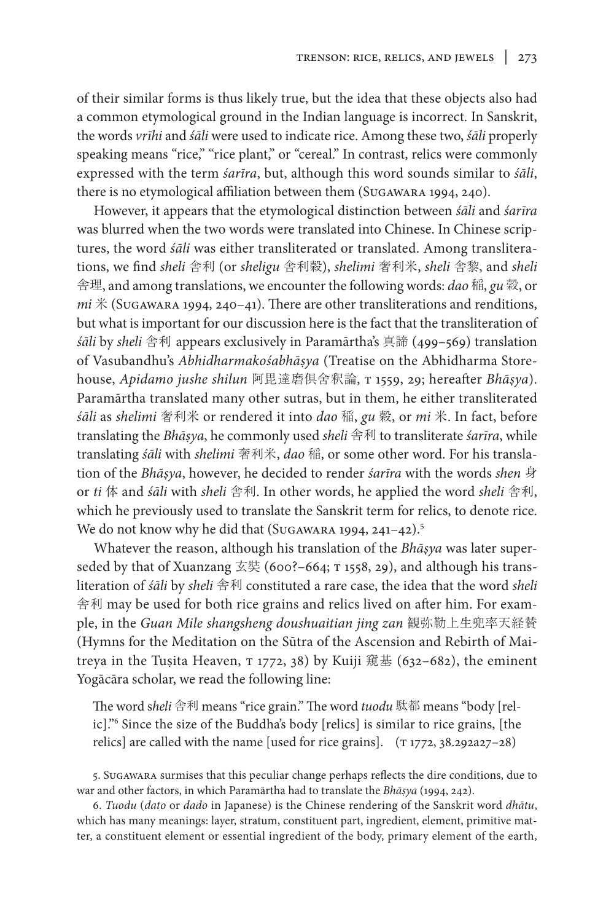of their similar forms is thus likely true, but the idea that these objects also had a common etymological ground in the Indian language is incorrect. In Sanskrit, the words *vrīhi* and *śāli* were used to indicate rice. Among these two, *śāli* properly speaking means "rice," "rice plant," or "cereal." In contrast, relics were commonly expressed with the term *śarīra*, but, although this word sounds similar to *śāli*, there is no etymological affiliation between them (Sugawara 1994, 240).

However, it appears that the etymological distinction between *śāli* and *śarīra* was blurred when the two words were translated into Chinese. In Chinese scriptures, the word *śāli* was either transliterated or translated. Among transliterations, we find *sheli* 舎利 (or *sheligu* 舎利穀), *shelimi* 奢利米, *sheli* 舎黎, and *sheli* 舎理, and among translations, we encounter the following words: *dao* 稲, *gu* 穀, or *mi* 米 (Sugawara 1994, 240–41). There are other transliterations and renditions, but what is important for our discussion here is the fact that the transliteration of *śāli* by *sheli* 舎利 appears exclusively in Paramārtha's 真諦 (499–569) translation of Vasubandhu's *Abhidharmakośabhāṣya* (Treatise on the Abhidharma Storehouse, *Apidamo jushe shilun* 阿毘達磨倶舎釈論, T 1559, 29; hereafter *Bhāṣya*). Paramārtha translated many other sutras, but in them, he either transliterated *śāli* as *shelimi* 奢利米 or rendered it into *dao* 稲, *gu* 穀, or *mi* 米. In fact, before translating the *Bhāṣya*, he commonly used *sheli* 舎利 to transliterate *śarīra*, while translating *śāli* with *shelimi* 奢利米, *dao* 稲, or some other word. For his translation of the *Bhāṣya*, however, he decided to render *śarīra* with the words *shen* 身 or *ti* 体 and *śāli* with *sheli* 舎利. In other words, he applied the word *sheli* 舎利, which he previously used to translate the Sanskrit term for relics, to denote rice. We do not know why he did that (Sugawara 1994, 241–42).[5]

Whatever the reason, although his translation of the *Bhāṣya* was later superseded by that of Xuanzang 玄奘 (600?–664; T 1558, 29), and although his transliteration of *śāli* by *sheli* 舎利 constituted a rare case, the idea that the word *sheli* 舎利 may be used for both rice grains and relics lived on after him. For example, in the *Guan Mile shangsheng doushuaitian jing zan* 観弥勒上生兜率天経賛 (Hymns for the Meditation on the Sūtra of the Ascension and Rebirth of Maitreya in the Tuṣita Heaven, T 1772, 38) by Kuiji 窺基 (632–682), the eminent Yogācāra scholar, we read the following line:

> The word *sheli* 舎利 means "rice grain." The word *tuodu* 駄都 means "body [relic]."[6] Since the size of the Buddha's body [relics] is similar to rice grains, [the relics] are called with the name [used for rice grains]. (T 1772, 38.292a27–28)

5. Sugawara surmises that this peculiar change perhaps reflects the dire conditions, due to war and other factors, in which Paramārtha had to translate the *Bhāṣya* (1994, 242).

6. *Tuodu* (*dato* or *dado* in Japanese) is the Chinese rendering of the Sanskrit word *dhātu*, which has many meanings: layer, stratum, constituent part, ingredient, element, primitive matter, a constituent element or essential ingredient of the body, primary element of the earth,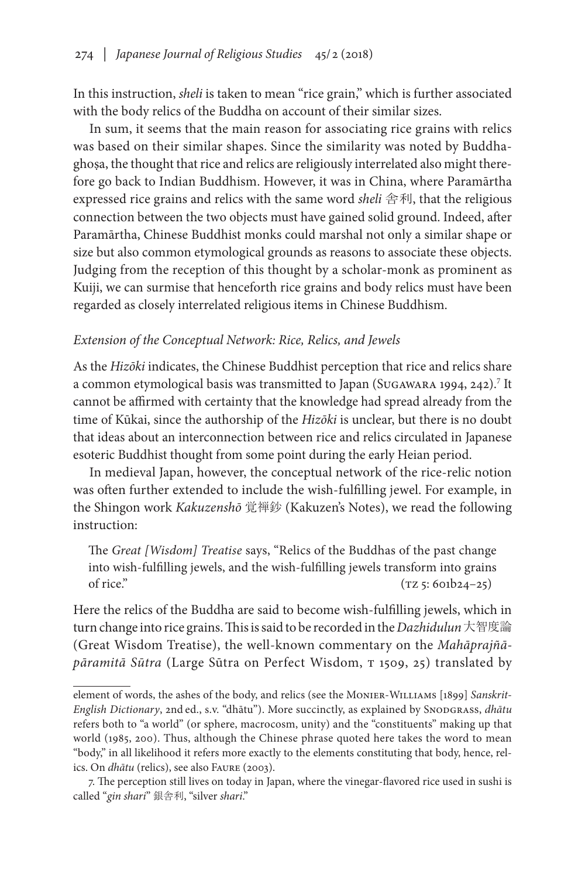In this instruction, *sheli* is taken to mean "rice grain," which is further associated with the body relics of the Buddha on account of their similar sizes.

In sum, it seems that the main reason for associating rice grains with relics was based on their similar shapes. Since the similarity was noted by Buddhaghoṣa, the thought that rice and relics are religiously interrelated also might therefore go back to Indian Buddhism. However, it was in China, where Paramārtha expressed rice grains and relics with the same word *sheli* 舎利, that the religious connection between the two objects must have gained solid ground. Indeed, after Paramārtha, Chinese Buddhist monks could marshal not only a similar shape or size but also common etymological grounds as reasons to associate these objects. Judging from the reception of this thought by a scholar-monk as prominent as Kuiji, we can surmise that henceforth rice grains and body relics must have been regarded as closely interrelated religious items in Chinese Buddhism.

### *Extension of the Conceptual Network: Rice, Relics, and Jewels*

As the *Hizōki* indicates, the Chinese Buddhist perception that rice and relics share a common etymological basis was transmitted to Japan (Sugawara 1994, 242).[7] It cannot be affirmed with certainty that the knowledge had spread already from the time of Kūkai, since the authorship of the *Hizōki* is unclear, but there is no doubt that ideas about an interconnection between rice and relics circulated in Japanese esoteric Buddhist thought from some point during the early Heian period.

In medieval Japan, however, the conceptual network of the rice-relic notion was often further extended to include the wish-fulfilling jewel. For example, in the Shingon work *Kakuzenshō* 覚禅鈔 (Kakuzen's Notes), we read the following instruction:

> The *Great [Wisdom] Treatise* says, "Relics of the Buddhas of the past change into wish-fulfilling jewels, and the wish-fulfilling jewels transform into grains of rice." (TZ 5: 601b24–25)

Here the relics of the Buddha are said to become wish-fulfilling jewels, which in turn change into rice grains. This is said to be recorded in the *Dazhidulun* 大智度論 (Great Wisdom Treatise), the well-known commentary on the *Mahāprajñāpāramitā Sūtra* (Large Sūtra on Perfect Wisdom, T 1509, 25) translated by

---

element of words, the ashes of the body, and relics (see the Monier-Williams [1899] *Sanskrit-English Dictionary*, 2nd ed., s.v. "dhātu"). More succinctly, as explained by Snodgrass, *dhātu* refers both to "a world" (or sphere, macrocosm, unity) and the "constituents" making up that world (1985, 200). Thus, although the Chinese phrase quoted here takes the word to mean "body," in all likelihood it refers more exactly to the elements constituting that body, hence, relics. On *dhātu* (relics), see also Faure (2003).

7. The perception still lives on today in Japan, where the vinegar-flavored rice used in sushi is called "*gin shari*" 銀舎利, "silver *shari*."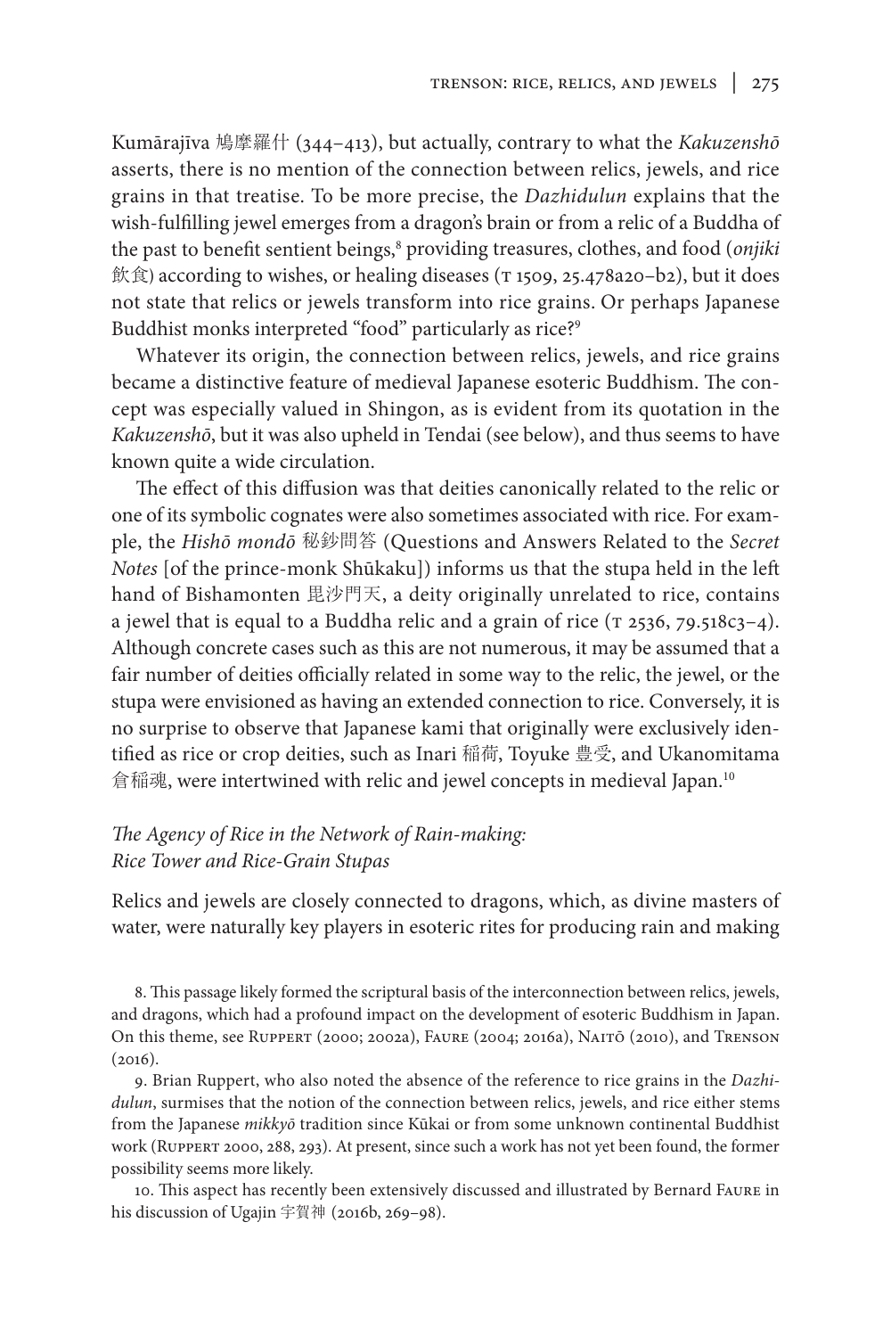Kumārajīva 鳩摩羅什 (344–413), but actually, contrary to what the *Kakuzenshō* asserts, there is no mention of the connection between relics, jewels, and rice grains in that treatise. To be more precise, the *Dazhidulun* explains that the wish-fulfilling jewel emerges from a dragon's brain or from a relic of a Buddha of the past to benefit sentient beings,[8] providing treasures, clothes, and food (*onjiki* 飲食) according to wishes, or healing diseases (T 1509, 25.478a20–b2), but it does not state that relics or jewels transform into rice grains. Or perhaps Japanese Buddhist monks interpreted "food" particularly as rice?[9]

Whatever its origin, the connection between relics, jewels, and rice grains became a distinctive feature of medieval Japanese esoteric Buddhism. The concept was especially valued in Shingon, as is evident from its quotation in the *Kakuzenshō*, but it was also upheld in Tendai (see below), and thus seems to have known quite a wide circulation.

The effect of this diffusion was that deities canonically related to the relic or one of its symbolic cognates were also sometimes associated with rice. For example, the *Hishō mondō* 秘鈔問答 (Questions and Answers Related to the *Secret Notes* [of the prince-monk Shūkaku]) informs us that the stupa held in the left hand of Bishamonten 毘沙門天, a deity originally unrelated to rice, contains a jewel that is equal to a Buddha relic and a grain of rice (T 2536, 79.518c3–4). Although concrete cases such as this are not numerous, it may be assumed that a fair number of deities officially related in some way to the relic, the jewel, or the stupa were envisioned as having an extended connection to rice. Conversely, it is no surprise to observe that Japanese kami that originally were exclusively identified as rice or crop deities, such as Inari 稲荷, Toyuke 豊受, and Ukanomitama 倉稲魂, were intertwined with relic and jewel concepts in medieval Japan.[10]

### *The Agency of Rice in the Network of Rain-making: Rice Tower and Rice-Grain Stupas*

Relics and jewels are closely connected to dragons, which, as divine masters of water, were naturally key players in esoteric rites for producing rain and making

8. This passage likely formed the scriptural basis of the interconnection between relics, jewels, and dragons, which had a profound impact on the development of esoteric Buddhism in Japan. On this theme, see Ruppert (2000; 2002a), Faure (2004; 2016a), Naitō (2010), and Trenson (2016).

9. Brian Ruppert, who also noted the absence of the reference to rice grains in the *Dazhidulun*, surmises that the notion of the connection between relics, jewels, and rice either stems from the Japanese *mikkyō* tradition since Kūkai or from some unknown continental Buddhist work (Ruppert 2000, 288, 293). At present, since such a work has not yet been found, the former possibility seems more likely.

10. This aspect has recently been extensively discussed and illustrated by Bernard Faure in his discussion of Ugajin 宇賀神 (2016b, 269–98).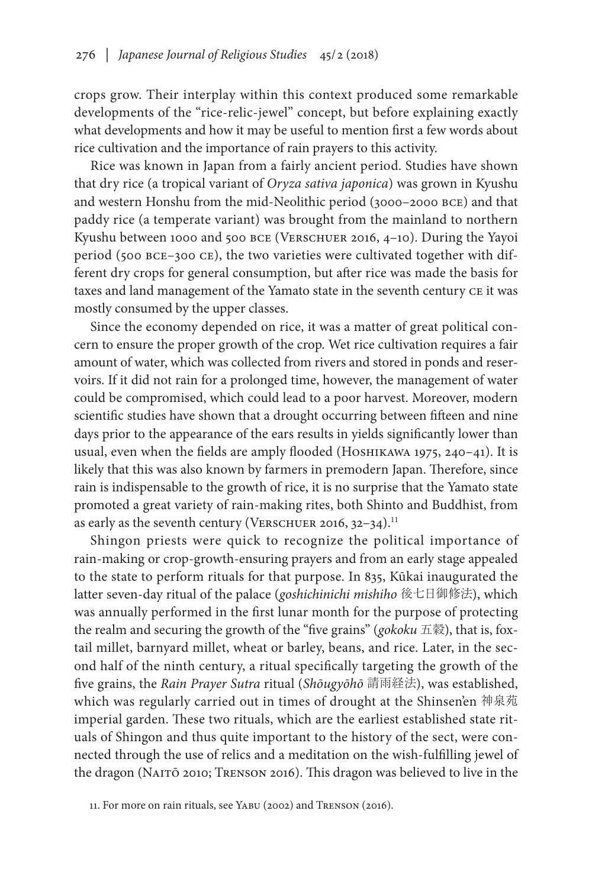crops grow. Their interplay within this context produced some remarkable developments of the "rice-relic-jewel" concept, but before explaining exactly what developments and how it may be useful to mention first a few words about rice cultivation and the importance of rain prayers to this activity.

Rice was known in Japan from a fairly ancient period. Studies have shown that dry rice (a tropical variant of *Oryza sativa japonica*) was grown in Kyushu and western Honshu from the mid-Neolithic period (3000–2000 BCE) and that paddy rice (a temperate variant) was brought from the mainland to northern Kyushu between 1000 and 500 BCE (Verschuer 2016, 4–10). During the Yayoi period (500 BCE–300 CE), the two varieties were cultivated together with different dry crops for general consumption, but after rice was made the basis for taxes and land management of the Yamato state in the seventh century CE it was mostly consumed by the upper classes.

Since the economy depended on rice, it was a matter of great political concern to ensure the proper growth of the crop. Wet rice cultivation requires a fair amount of water, which was collected from rivers and stored in ponds and reservoirs. If it did not rain for a prolonged time, however, the management of water could be compromised, which could lead to a poor harvest. Moreover, modern scientific studies have shown that a drought occurring between fifteen and nine days prior to the appearance of the ears results in yields significantly lower than usual, even when the fields are amply flooded (Hoshikawa 1975, 240–41). It is likely that this was also known by farmers in premodern Japan. Therefore, since rain is indispensable to the growth of rice, it is no surprise that the Yamato state promoted a great variety of rain-making rites, both Shinto and Buddhist, from as early as the seventh century (Verschuer 2016, 32–34).[11]

Shingon priests were quick to recognize the political importance of rain-making or crop-growth-ensuring prayers and from an early stage appealed to the state to perform rituals for that purpose. In 835, Kūkai inaugurated the latter seven-day ritual of the palace (*goshichinichi mishiho* 後七日御修法), which was annually performed in the first lunar month for the purpose of protecting the realm and securing the growth of the "five grains" (*gokoku* 五穀), that is, foxtail millet, barnyard millet, wheat or barley, beans, and rice. Later, in the second half of the ninth century, a ritual specifically targeting the growth of the five grains, the *Rain Prayer Sutra* ritual (*Shōugyōhō* 請雨経法), was established, which was regularly carried out in times of drought at the Shinsen'en 神泉苑 imperial garden. These two rituals, which are the earliest established state rituals of Shingon and thus quite important to the history of the sect, were connected through the use of relics and a meditation on the wish-fulfilling jewel of the dragon (Naitō 2010; Trenson 2016). This dragon was believed to live in the

11. For more on rain rituals, see Yabu (2002) and Trenson (2016).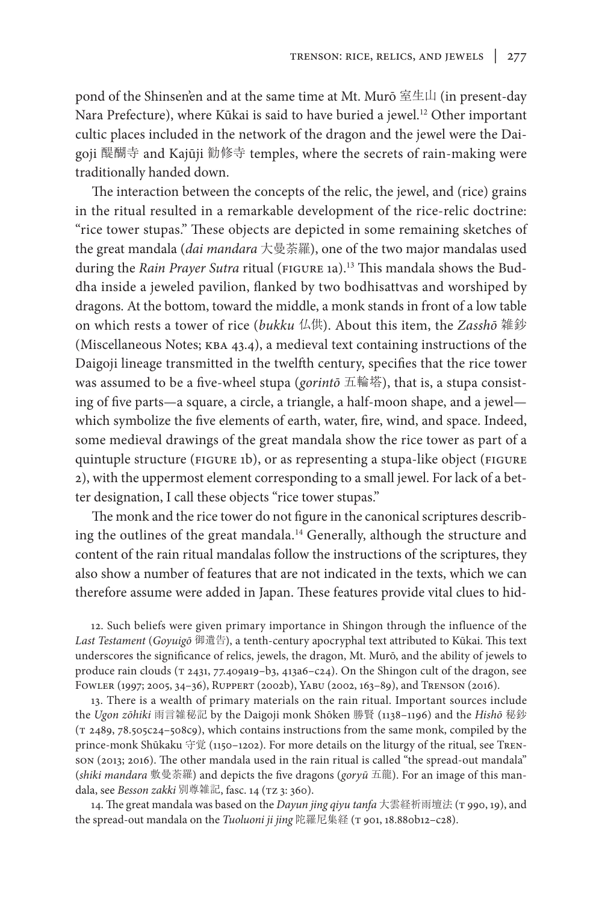pond of the Shinsen'en and at the same time at Mt. Murō 室生山 (in present-day Nara Prefecture), where Kūkai is said to have buried a jewel.[12] Other important cultic places included in the network of the dragon and the jewel were the Daigoji 醍醐寺 and Kajūji 勧修寺 temples, where the secrets of rain-making were traditionally handed down.

The interaction between the concepts of the relic, the jewel, and (rice) grains in the ritual resulted in a remarkable development of the rice-relic doctrine: "rice tower stupas." These objects are depicted in some remaining sketches of the great mandala (*dai mandara* 大曼荼羅), one of the two major mandalas used during the *Rain Prayer Sutra* ritual (FIGURE 1a).[13] This mandala shows the Buddha inside a jeweled pavilion, flanked by two bodhisattvas and worshiped by dragons. At the bottom, toward the middle, a monk stands in front of a low table on which rests a tower of rice (*bukku* 仏供). About this item, the *Zasshō* 雑鈔 (Miscellaneous Notes; KBA 43.4), a medieval text containing instructions of the Daigoji lineage transmitted in the twelfth century, specifies that the rice tower was assumed to be a five-wheel stupa (*gorintō* 五輪塔), that is, a stupa consisting of five parts—a square, a circle, a triangle, a half-moon shape, and a jewel—which symbolize the five elements of earth, water, fire, wind, and space. Indeed, some medieval drawings of the great mandala show the rice tower as part of a quintuple structure (FIGURE 1b), or as representing a stupa-like object (FIGURE 2), with the uppermost element corresponding to a small jewel. For lack of a better designation, I call these objects "rice tower stupas."

The monk and the rice tower do not figure in the canonical scriptures describing the outlines of the great mandala.[14] Generally, although the structure and content of the rain ritual mandalas follow the instructions of the scriptures, they also show a number of features that are not indicated in the texts, which we can therefore assume were added in Japan. These features provide vital clues to hid-

12. Such beliefs were given primary importance in Shingon through the influence of the *Last Testament* (*Goyuigō* 御遺告), a tenth-century apocryphal text attributed to Kūkai. This text underscores the significance of relics, jewels, the dragon, Mt. Murō, and the ability of jewels to produce rain clouds (T 2431, 77.409a19–b3, 413a6–c24). On the Shingon cult of the dragon, see FOWLER (1997; 2005, 34–36), RUPPERT (2002b), YABU (2002, 163–89), and TRENSON (2016).

13. There is a wealth of primary materials on the rain ritual. Important sources include the *Ugon zōhiki* 雨言雑秘記 by the Daigoji monk Shōken 勝賢 (1138–1196) and the *Hishō* 秘鈔 (T 2489, 78.505c24–508c9), which contains instructions from the same monk, compiled by the prince-monk Shūkaku 守覚 (1150–1202). For more details on the liturgy of the ritual, see TRENSON (2013; 2016). The other mandala used in the rain ritual is called "the spread-out mandala" (*shiki mandara* 敷曼荼羅) and depicts the five dragons (*goryū* 五龍). For an image of this mandala, see *Besson zakki* 別尊雑記, fasc. 14 (TZ 3: 360).

14. The great mandala was based on the *Dayun jing qiyu tanfa* 大雲経祈雨壇法 (T 990, 19), and the spread-out mandala on the *Tuoluoni ji jing* 陀羅尼集経 (T 901, 18.880b12–c28).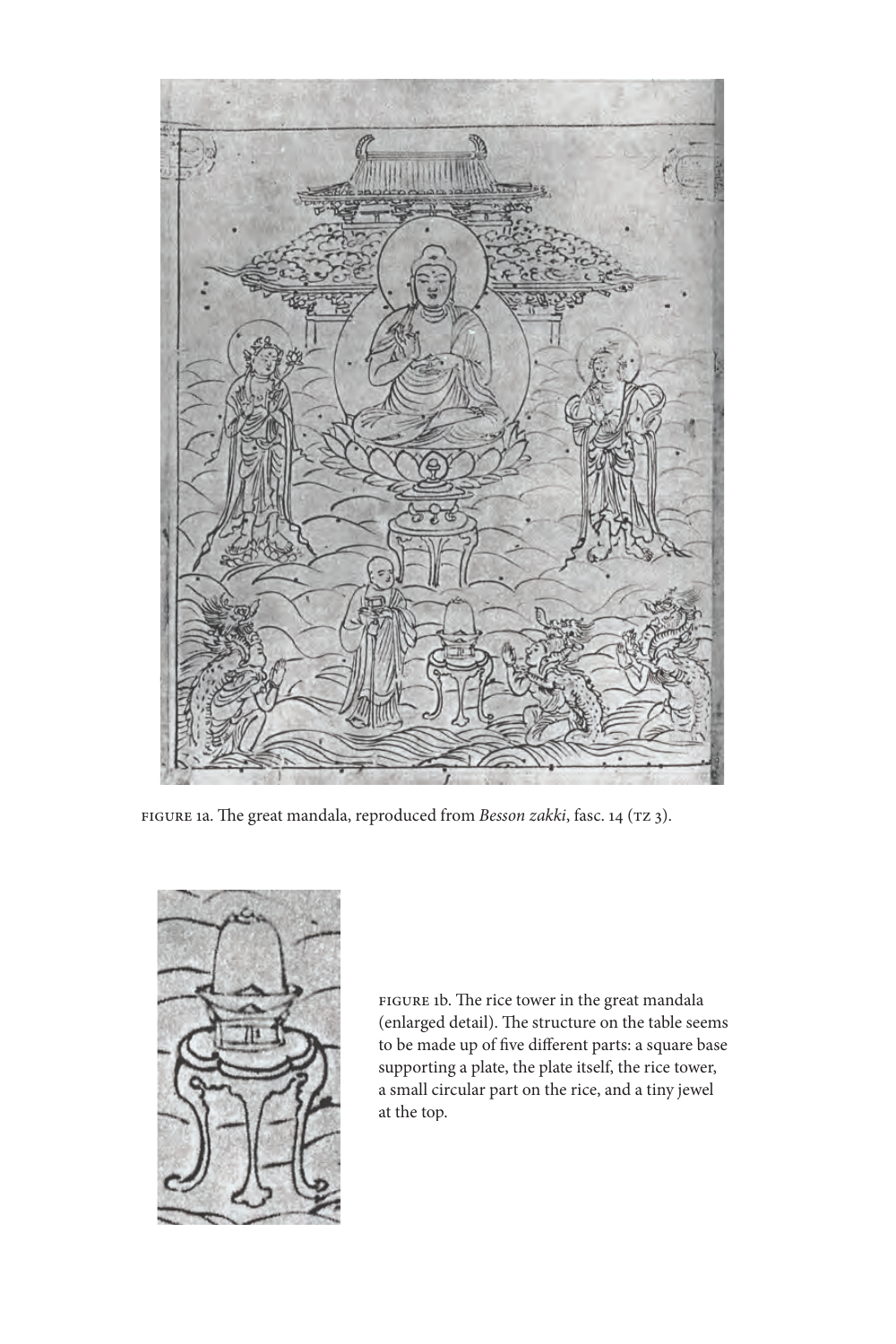FIGURE 1a. The great mandala, reproduced from *Besson zakki*, fasc. 14 (TZ 3).

FIGURE 1b. The rice tower in the great mandala (enlarged detail). The structure on the table seems to be made up of five different parts: a square base supporting a plate, the plate itself, the rice tower, a small circular part on the rice, and a tiny jewel at the top.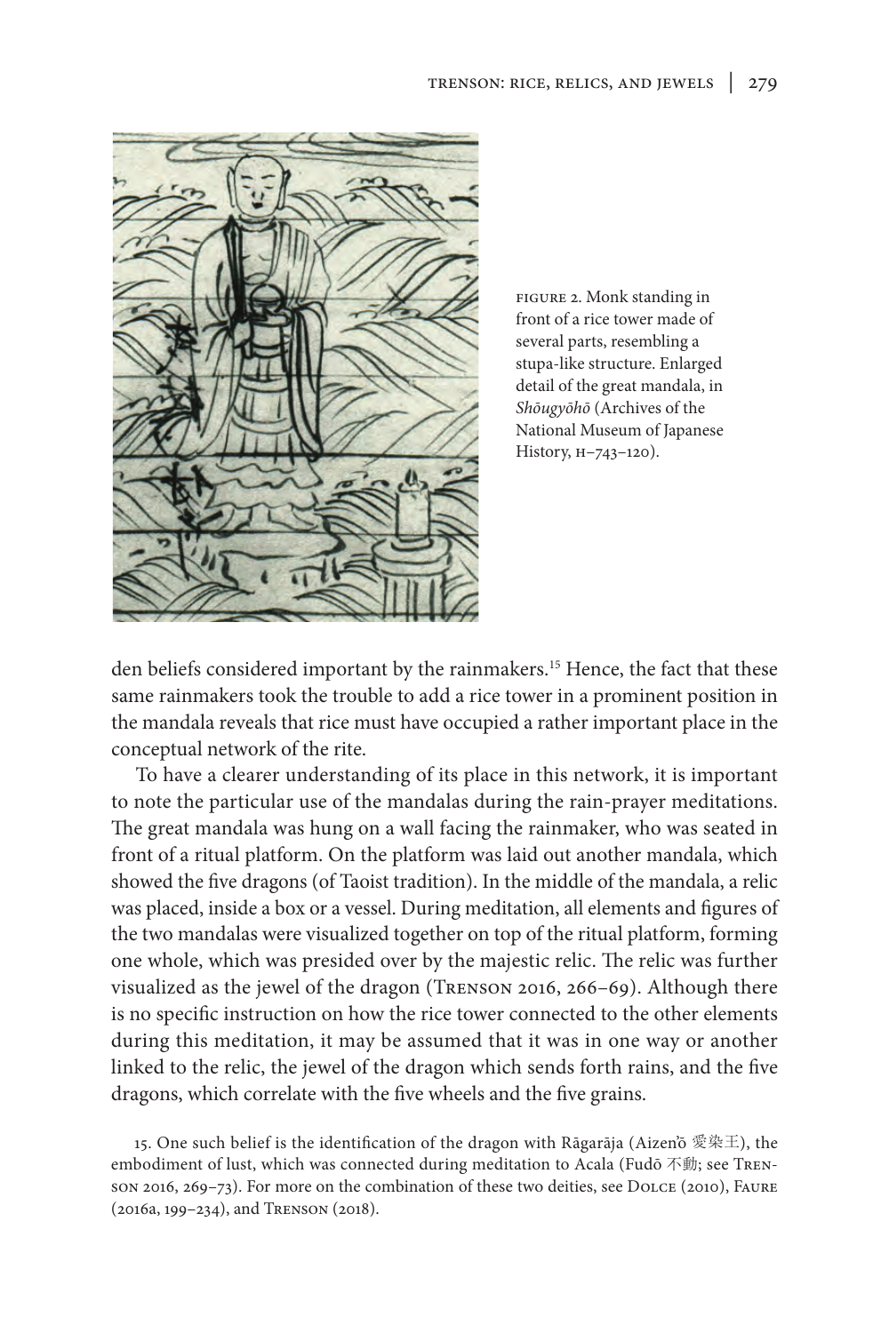FIGURE 2. Monk standing in front of a rice tower made of several parts, resembling a stupa-like structure. Enlarged detail of the great mandala, in *Shōugyōhō* (Archives of the National Museum of Japanese History, H–743–120).

den beliefs considered important by the rainmakers.[15] Hence, the fact that these same rainmakers took the trouble to add a rice tower in a prominent position in the mandala reveals that rice must have occupied a rather important place in the conceptual network of the rite.

To have a clearer understanding of its place in this network, it is important to note the particular use of the mandalas during the rain-prayer meditations. The great mandala was hung on a wall facing the rainmaker, who was seated in front of a ritual platform. On the platform was laid out another mandala, which showed the five dragons (of Taoist tradition). In the middle of the mandala, a relic was placed, inside a box or a vessel. During meditation, all elements and figures of the two mandalas were visualized together on top of the ritual platform, forming one whole, which was presided over by the majestic relic. The relic was further visualized as the jewel of the dragon (TRENSON 2016, 266–69). Although there is no specific instruction on how the rice tower connected to the other elements during this meditation, it may be assumed that it was in one way or another linked to the relic, the jewel of the dragon which sends forth rains, and the five dragons, which correlate with the five wheels and the five grains.

15. One such belief is the identification of the dragon with Rāgarāja (Aizen'ō 愛染王), the embodiment of lust, which was connected during meditation to Acala (Fudō 不動; see TRENSON 2016, 269–73). For more on the combination of these two deities, see DOLCE (2010), FAURE (2016a, 199–234), and TRENSON (2018).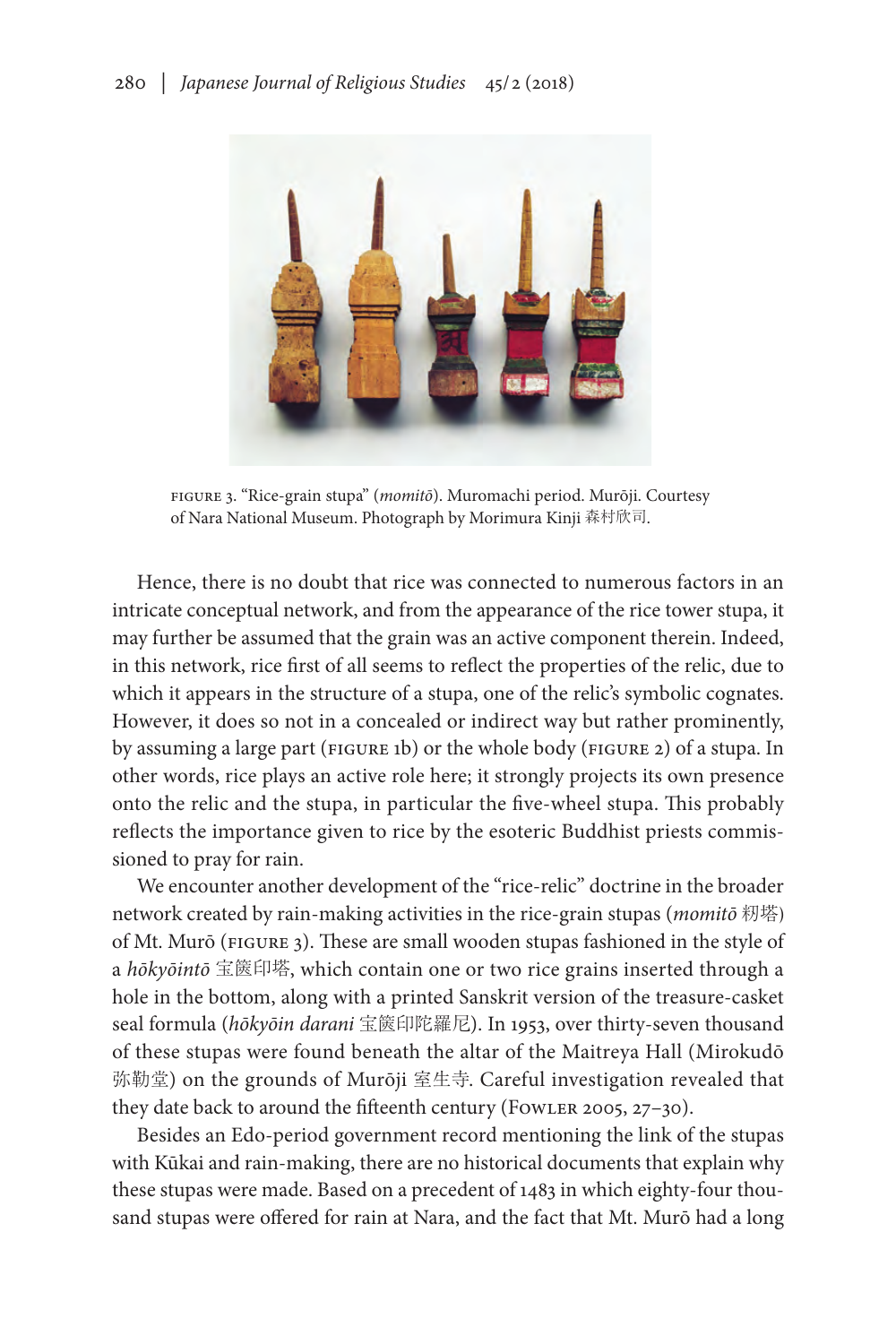FIGURE 3. "Rice-grain stupa" (*momitō*). Muromachi period. Murōji. Courtesy of Nara National Museum. Photograph by Morimura Kinji 森村欣司.

Hence, there is no doubt that rice was connected to numerous factors in an intricate conceptual network, and from the appearance of the rice tower stupa, it may further be assumed that the grain was an active component therein. Indeed, in this network, rice first of all seems to reflect the properties of the relic, due to which it appears in the structure of a stupa, one of the relic's symbolic cognates. However, it does so not in a concealed or indirect way but rather prominently, by assuming a large part (FIGURE 1b) or the whole body (FIGURE 2) of a stupa. In other words, rice plays an active role here; it strongly projects its own presence onto the relic and the stupa, in particular the five-wheel stupa. This probably reflects the importance given to rice by the esoteric Buddhist priests commissioned to pray for rain.

We encounter another development of the "rice-relic" doctrine in the broader network created by rain-making activities in the rice-grain stupas (*momitō* 籾塔) of Mt. Murō (FIGURE 3). These are small wooden stupas fashioned in the style of a *hōkyōintō* 宝篋印塔, which contain one or two rice grains inserted through a hole in the bottom, along with a printed Sanskrit version of the treasure-casket seal formula (*hōkyōin darani* 宝篋印陀羅尼). In 1953, over thirty-seven thousand of these stupas were found beneath the altar of the Maitreya Hall (Mirokudō 弥勒堂) on the grounds of Murōji 室生寺. Careful investigation revealed that they date back to around the fifteenth century (FOWLER 2005, 27–30).

Besides an Edo-period government record mentioning the link of the stupas with Kūkai and rain-making, there are no historical documents that explain why these stupas were made. Based on a precedent of 1483 in which eighty-four thousand stupas were offered for rain at Nara, and the fact that Mt. Murō had a long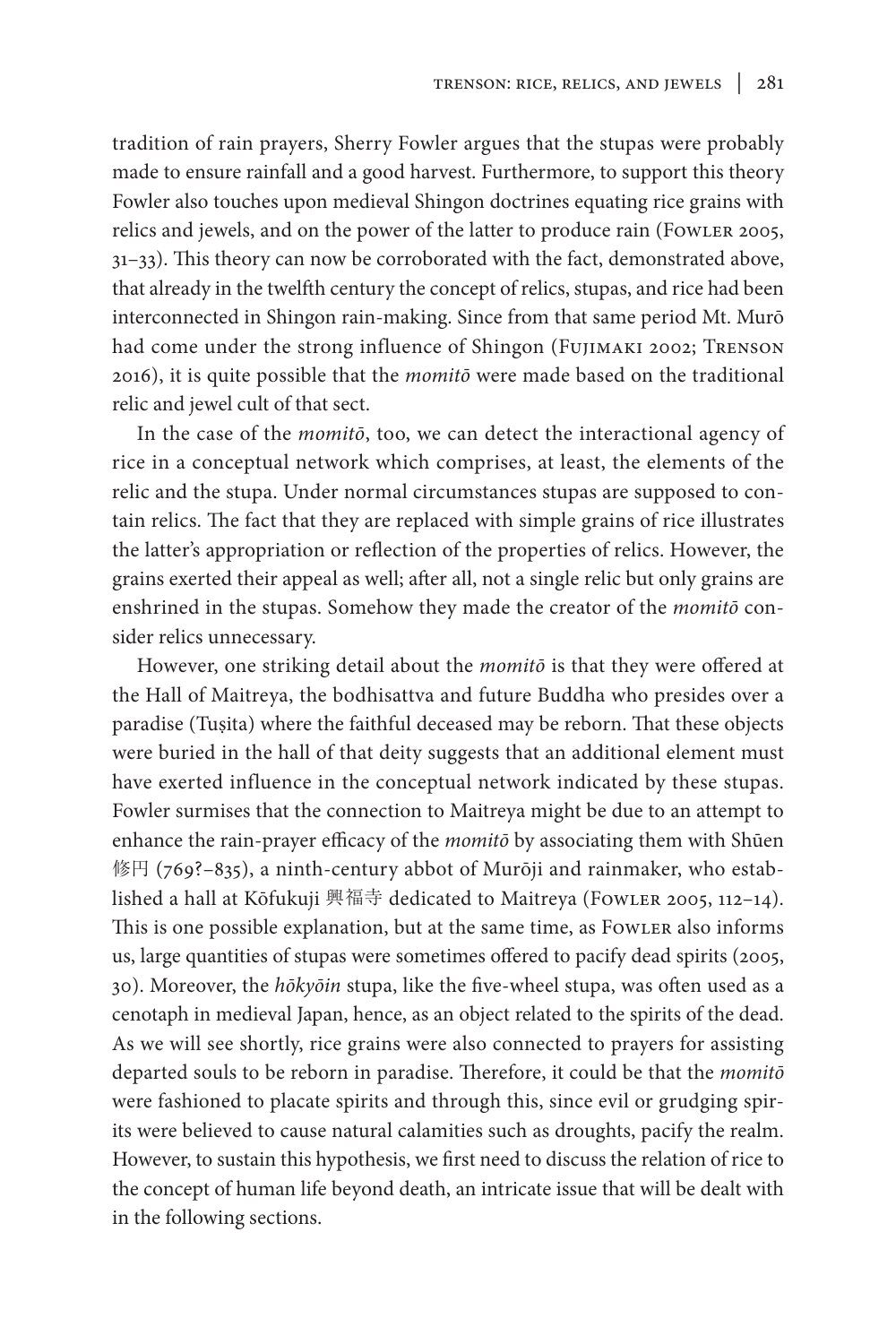tradition of rain prayers, Sherry Fowler argues that the stupas were probably made to ensure rainfall and a good harvest. Furthermore, to support this theory Fowler also touches upon medieval Shingon doctrines equating rice grains with relics and jewels, and on the power of the latter to produce rain (Fowler 2005, 31–33). This theory can now be corroborated with the fact, demonstrated above, that already in the twelfth century the concept of relics, stupas, and rice had been interconnected in Shingon rain-making. Since from that same period Mt. Murō had come under the strong influence of Shingon (Fujimaki 2002; Trenson 2016), it is quite possible that the *momitō* were made based on the traditional relic and jewel cult of that sect.

In the case of the *momitō*, too, we can detect the interactional agency of rice in a conceptual network which comprises, at least, the elements of the relic and the stupa. Under normal circumstances stupas are supposed to contain relics. The fact that they are replaced with simple grains of rice illustrates the latter's appropriation or reflection of the properties of relics. However, the grains exerted their appeal as well; after all, not a single relic but only grains are enshrined in the stupas. Somehow they made the creator of the *momitō* consider relics unnecessary.

However, one striking detail about the *momitō* is that they were offered at the Hall of Maitreya, the bodhisattva and future Buddha who presides over a paradise (Tuṣita) where the faithful deceased may be reborn. That these objects were buried in the hall of that deity suggests that an additional element must have exerted influence in the conceptual network indicated by these stupas. Fowler surmises that the connection to Maitreya might be due to an attempt to enhance the rain-prayer efficacy of the *momitō* by associating them with Shūen 修円 (769?–835), a ninth-century abbot of Murōji and rainmaker, who established a hall at Kōfukuji 興福寺 dedicated to Maitreya (Fowler 2005, 112–14). This is one possible explanation, but at the same time, as Fowler also informs us, large quantities of stupas were sometimes offered to pacify dead spirits (2005, 30). Moreover, the *hōkyōin* stupa, like the five-wheel stupa, was often used as a cenotaph in medieval Japan, hence, as an object related to the spirits of the dead. As we will see shortly, rice grains were also connected to prayers for assisting departed souls to be reborn in paradise. Therefore, it could be that the *momitō* were fashioned to placate spirits and through this, since evil or grudging spirits were believed to cause natural calamities such as droughts, pacify the realm. However, to sustain this hypothesis, we first need to discuss the relation of rice to the concept of human life beyond death, an intricate issue that will be dealt with in the following sections.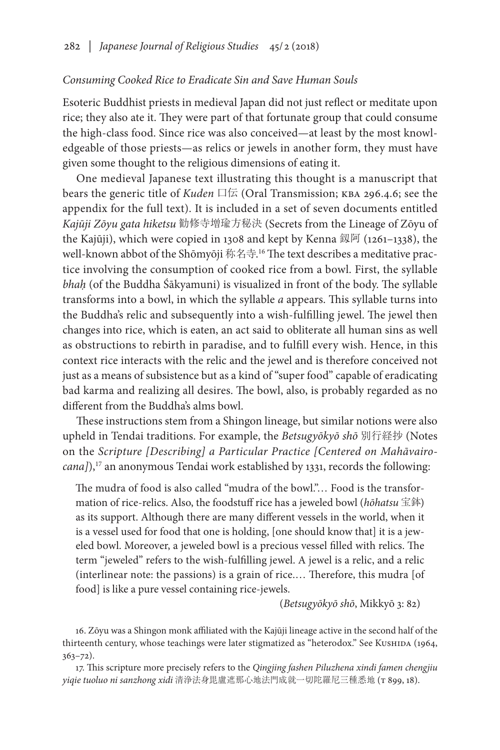*Consuming Cooked Rice to Eradicate Sin and Save Human Souls*

Esoteric Buddhist priests in medieval Japan did not just reflect or meditate upon rice; they also ate it. They were part of that fortunate group that could consume the high-class food. Since rice was also conceived—at least by the most knowledgeable of those priests—as relics or jewels in another form, they must have given some thought to the religious dimensions of eating it.

One medieval Japanese text illustrating this thought is a manuscript that bears the generic title of *Kuden* 口伝 (Oral Transmission; KBA 296.4.6; see the appendix for the full text). It is included in a set of seven documents entitled *Kajūji Zōyu gata hiketsu* 勧修寺増瑜方秘決 (Secrets from the Lineage of Zōyu of the Kajūji), which were copied in 1308 and kept by Kenna 釼阿 (1261–1338), the well-known abbot of the Shōmyōji 称名寺.[16] The text describes a meditative practice involving the consumption of cooked rice from a bowl. First, the syllable *bhaḥ* (of the Buddha Śākyamuni) is visualized in front of the body. The syllable transforms into a bowl, in which the syllable *a* appears. This syllable turns into the Buddha's relic and subsequently into a wish-fulfilling jewel. The jewel then changes into rice, which is eaten, an act said to obliterate all human sins as well as obstructions to rebirth in paradise, and to fulfill every wish. Hence, in this context rice interacts with the relic and the jewel and is therefore conceived not just as a means of subsistence but as a kind of "super food" capable of eradicating bad karma and realizing all desires. The bowl, also, is probably regarded as no different from the Buddha's alms bowl.

These instructions stem from a Shingon lineage, but similar notions were also upheld in Tendai traditions. For example, the *Betsugyōkyō shō* 別行経抄 (Notes on the *Scripture [Describing] a Particular Practice [Centered on Mahāvairocana]*),[17] an anonymous Tendai work established by 1331, records the following:

> The mudra of food is also called "mudra of the bowl."… Food is the transformation of rice-relics. Also, the foodstuff rice has a jeweled bowl (*hōhatsu* 宝鉢) as its support. Although there are many different vessels in the world, when it is a vessel used for food that one is holding, [one should know that] it is a jeweled bowl. Moreover, a jeweled bowl is a precious vessel filled with relics. The term "jeweled" refers to the wish-fulfilling jewel. A jewel is a relic, and a relic (interlinear note: the passions) is a grain of rice.… Therefore, this mudra [of food] is like a pure vessel containing rice-jewels.
>
> (*Betsugyōkyō shō*, Mikkyō 3: 82)

16. Zōyu was a Shingon monk affiliated with the Kajūji lineage active in the second half of the thirteenth century, whose teachings were later stigmatized as "heterodox." See Kushida (1964, 363–72).

17. This scripture more precisely refers to the *Qingjing fashen Piluzhena xindi famen chengjiu yiqie tuoluo ni sanzhong xidi* 清浄法身毘盧遮那心地法門成就一切陀羅尼三種悉地 (T 899, 18).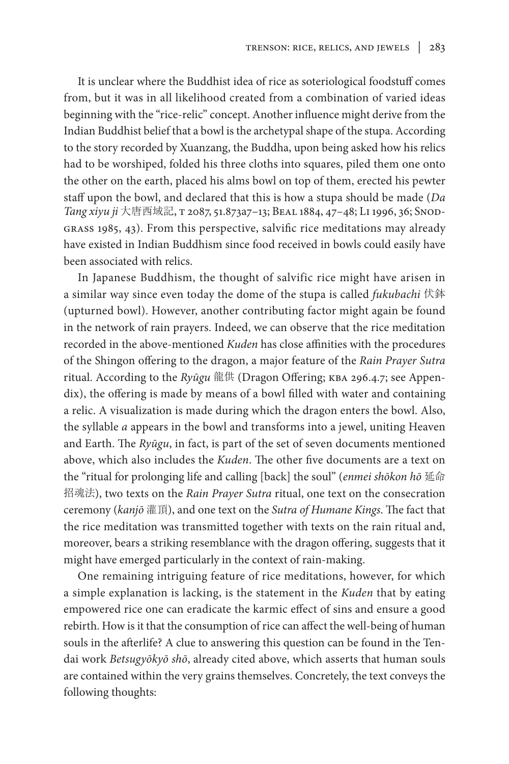It is unclear where the Buddhist idea of rice as soteriological foodstuff comes from, but it was in all likelihood created from a combination of varied ideas beginning with the "rice-relic" concept. Another influence might derive from the Indian Buddhist belief that a bowl is the archetypal shape of the stupa. According to the story recorded by Xuanzang, the Buddha, upon being asked how his relics had to be worshiped, folded his three cloths into squares, piled them one onto the other on the earth, placed his alms bowl on top of them, erected his pewter staff upon the bowl, and declared that this is how a stupa should be made (*Da Tang xiyu ji* 大唐西域記, T 2087, 51.873a7–13; Beal 1884, 47–48; Li 1996, 36; Snodgrass 1985, 43). From this perspective, salvific rice meditations may already have existed in Indian Buddhism since food received in bowls could easily have been associated with relics.

In Japanese Buddhism, the thought of salvific rice might have arisen in a similar way since even today the dome of the stupa is called *fukubachi* 伏鉢 (upturned bowl). However, another contributing factor might again be found in the network of rain prayers. Indeed, we can observe that the rice meditation recorded in the above-mentioned *Kuden* has close affinities with the procedures of the Shingon offering to the dragon, a major feature of the *Rain Prayer Sutra* ritual. According to the *Ryūgu* 龍供 (Dragon Offering; KBA 296.4.7; see Appendix), the offering is made by means of a bowl filled with water and containing a relic. A visualization is made during which the dragon enters the bowl. Also, the syllable *a* appears in the bowl and transforms into a jewel, uniting Heaven and Earth. The *Ryūgu*, in fact, is part of the set of seven documents mentioned above, which also includes the *Kuden*. The other five documents are a text on the "ritual for prolonging life and calling [back] the soul" (*enmei shōkon hō* 延命招魂法), two texts on the *Rain Prayer Sutra* ritual, one text on the consecration ceremony (*kanjō* 灌頂), and one text on the *Sutra of Humane Kings*. The fact that the rice meditation was transmitted together with texts on the rain ritual and, moreover, bears a striking resemblance with the dragon offering, suggests that it might have emerged particularly in the context of rain-making.

One remaining intriguing feature of rice meditations, however, for which a simple explanation is lacking, is the statement in the *Kuden* that by eating empowered rice one can eradicate the karmic effect of sins and ensure a good rebirth. How is it that the consumption of rice can affect the well-being of human souls in the afterlife? A clue to answering this question can be found in the Tendai work *Betsugyōkyō shō*, already cited above, which asserts that human souls are contained within the very grains themselves. Concretely, the text conveys the following thoughts: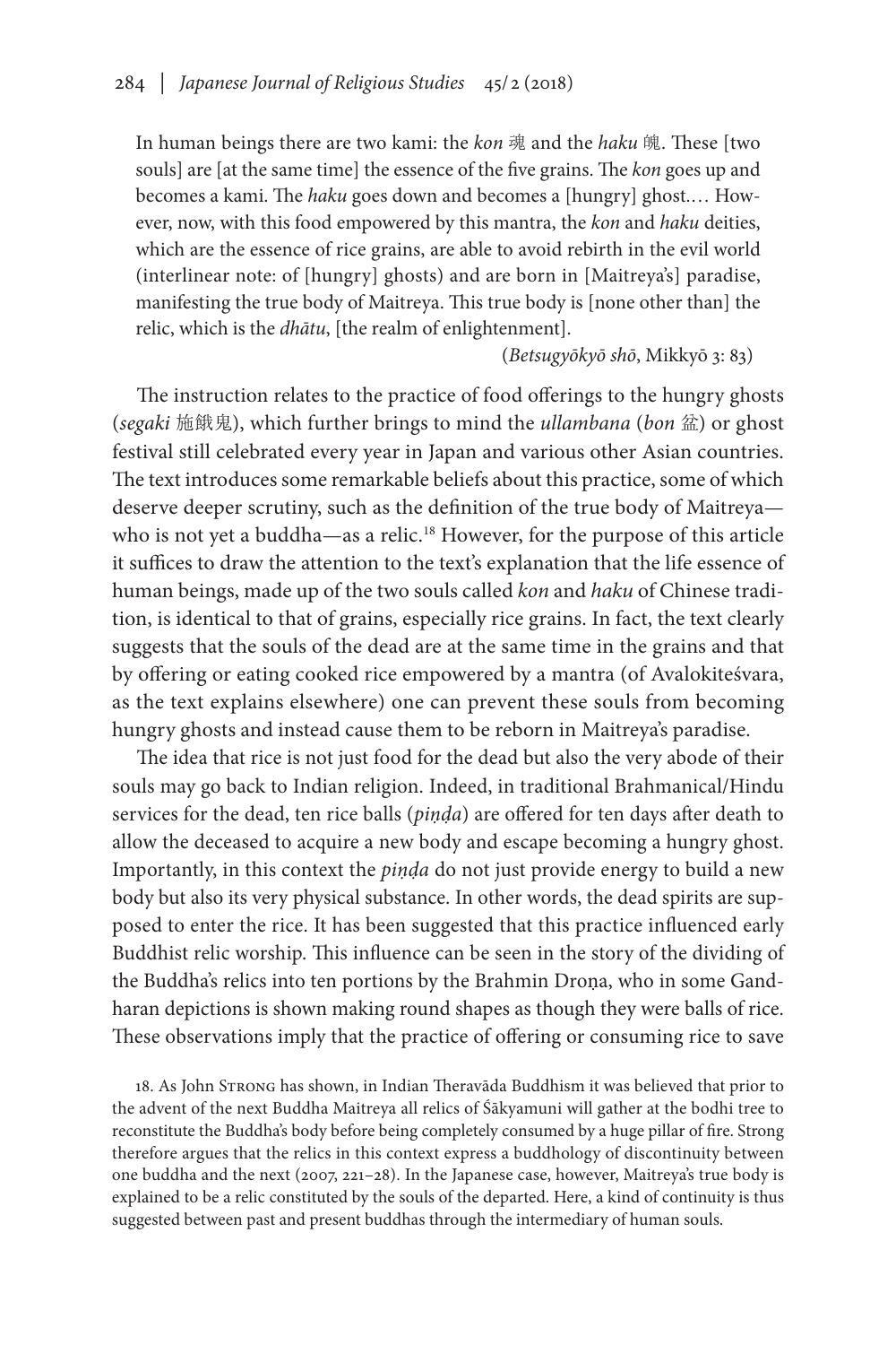> In human beings there are two kami: the *kon* 魂 and the *haku* 魄. These [two souls] are [at the same time] the essence of the five grains. The *kon* goes up and becomes a kami. The *haku* goes down and becomes a [hungry] ghost.… However, now, with this food empowered by this mantra, the *kon* and *haku* deities, which are the essence of rice grains, are able to avoid rebirth in the evil world (interlinear note: of [hungry] ghosts) and are born in [Maitreya's] paradise, manifesting the true body of Maitreya. This true body is [none other than] the relic, which is the *dhātu*, [the realm of enlightenment].
>
> (*Betsugyōkyō shō*, Mikkyō 3: 83)

The instruction relates to the practice of food offerings to the hungry ghosts (*segaki* 施餓鬼), which further brings to mind the *ullambana* (*bon* 盆) or ghost festival still celebrated every year in Japan and various other Asian countries. The text introduces some remarkable beliefs about this practice, some of which deserve deeper scrutiny, such as the definition of the true body of Maitreya—who is not yet a buddha—as a relic.[18] However, for the purpose of this article it suffices to draw the attention to the text's explanation that the life essence of human beings, made up of the two souls called *kon* and *haku* of Chinese tradition, is identical to that of grains, especially rice grains. In fact, the text clearly suggests that the souls of the dead are at the same time in the grains and that by offering or eating cooked rice empowered by a mantra (of Avalokiteśvara, as the text explains elsewhere) one can prevent these souls from becoming hungry ghosts and instead cause them to be reborn in Maitreya's paradise.

The idea that rice is not just food for the dead but also the very abode of their souls may go back to Indian religion. Indeed, in traditional Brahmanical/Hindu services for the dead, ten rice balls (*piṇḍa*) are offered for ten days after death to allow the deceased to acquire a new body and escape becoming a hungry ghost. Importantly, in this context the *piṇḍa* do not just provide energy to build a new body but also its very physical substance. In other words, the dead spirits are supposed to enter the rice. It has been suggested that this practice influenced early Buddhist relic worship. This influence can be seen in the story of the dividing of the Buddha's relics into ten portions by the Brahmin Droṇa, who in some Gandharan depictions is shown making round shapes as though they were balls of rice. These observations imply that the practice of offering or consuming rice to save

18. As John Strong has shown, in Indian Theravāda Buddhism it was believed that prior to the advent of the next Buddha Maitreya all relics of Śākyamuni will gather at the bodhi tree to reconstitute the Buddha's body before being completely consumed by a huge pillar of fire. Strong therefore argues that the relics in this context express a buddhology of discontinuity between one buddha and the next (2007, 221–28). In the Japanese case, however, Maitreya's true body is explained to be a relic constituted by the souls of the departed. Here, a kind of continuity is thus suggested between past and present buddhas through the intermediary of human souls.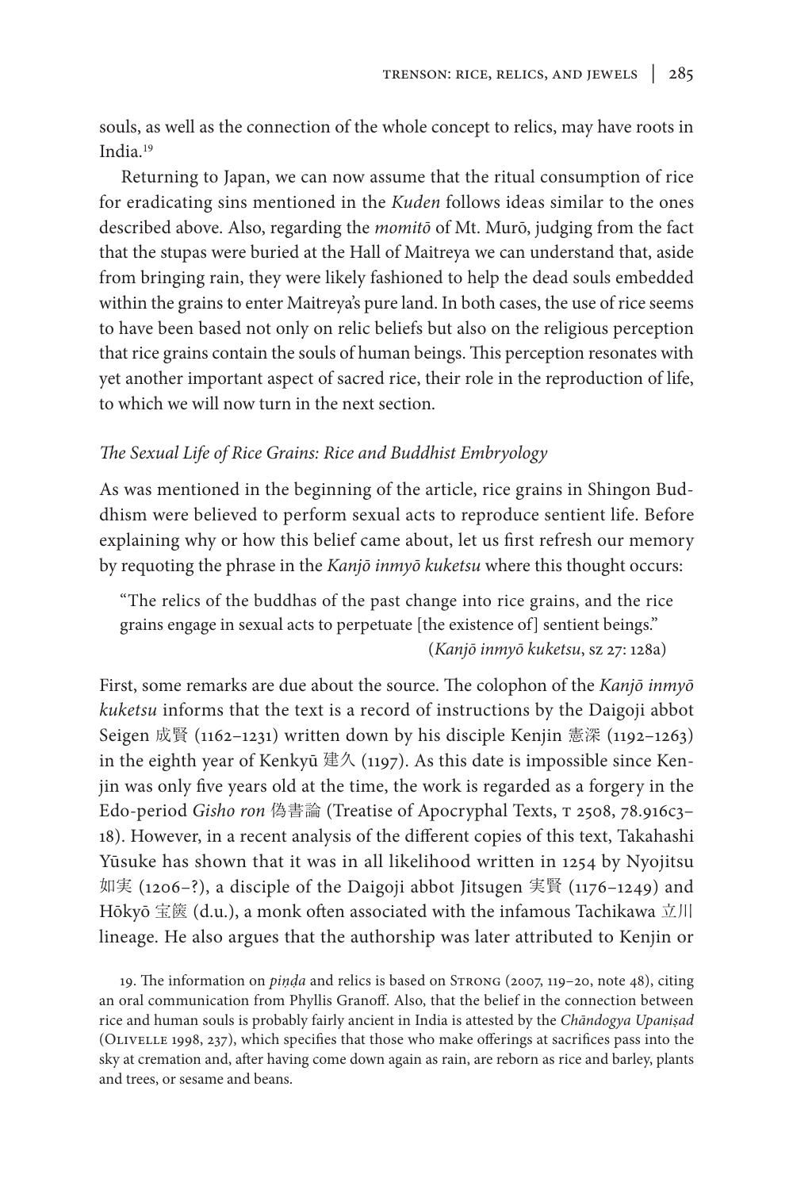souls, as well as the connection of the whole concept to relics, may have roots in India.[19]

Returning to Japan, we can now assume that the ritual consumption of rice for eradicating sins mentioned in the *Kuden* follows ideas similar to the ones described above. Also, regarding the *momitō* of Mt. Murō, judging from the fact that the stupas were buried at the Hall of Maitreya we can understand that, aside from bringing rain, they were likely fashioned to help the dead souls embedded within the grains to enter Maitreya's pure land. In both cases, the use of rice seems to have been based not only on relic beliefs but also on the religious perception that rice grains contain the souls of human beings. This perception resonates with yet another important aspect of sacred rice, their role in the reproduction of life, to which we will now turn in the next section.

### *The Sexual Life of Rice Grains: Rice and Buddhist Embryology*

As was mentioned in the beginning of the article, rice grains in Shingon Buddhism were believed to perform sexual acts to reproduce sentient life. Before explaining why or how this belief came about, let us first refresh our memory by requoting the phrase in the *Kanjō inmyō kuketsu* where this thought occurs:

> "The relics of the buddhas of the past change into rice grains, and the rice grains engage in sexual acts to perpetuate [the existence of] sentient beings."
> (*Kanjō inmyō kuketsu*, sz 27: 128a)

First, some remarks are due about the source. The colophon of the *Kanjō inmyō kuketsu* informs that the text is a record of instructions by the Daigoji abbot Seigen 成賢 (1162–1231) written down by his disciple Kenjin 憲深 (1192–1263) in the eighth year of Kenkyū 建久 (1197). As this date is impossible since Kenjin was only five years old at the time, the work is regarded as a forgery in the Edo-period *Gisho ron* 偽書論 (Treatise of Apocryphal Texts, T 2508, 78.916c3–18). However, in a recent analysis of the different copies of this text, Takahashi Yūsuke has shown that it was in all likelihood written in 1254 by Nyojitsu 如実 (1206–?), a disciple of the Daigoji abbot Jitsugen 実賢 (1176–1249) and Hōkyō 宝篋 (d.u.), a monk often associated with the infamous Tachikawa 立川 lineage. He also argues that the authorship was later attributed to Kenjin or

19. The information on *piṇḍa* and relics is based on Strong (2007, 119–20, note 48), citing an oral communication from Phyllis Granoff. Also, that the belief in the connection between rice and human souls is probably fairly ancient in India is attested by the *Chāndogya Upaniṣad* (Olivelle 1998, 237), which specifies that those who make offerings at sacrifices pass into the sky at cremation and, after having come down again as rain, are reborn as rice and barley, plants and trees, or sesame and beans.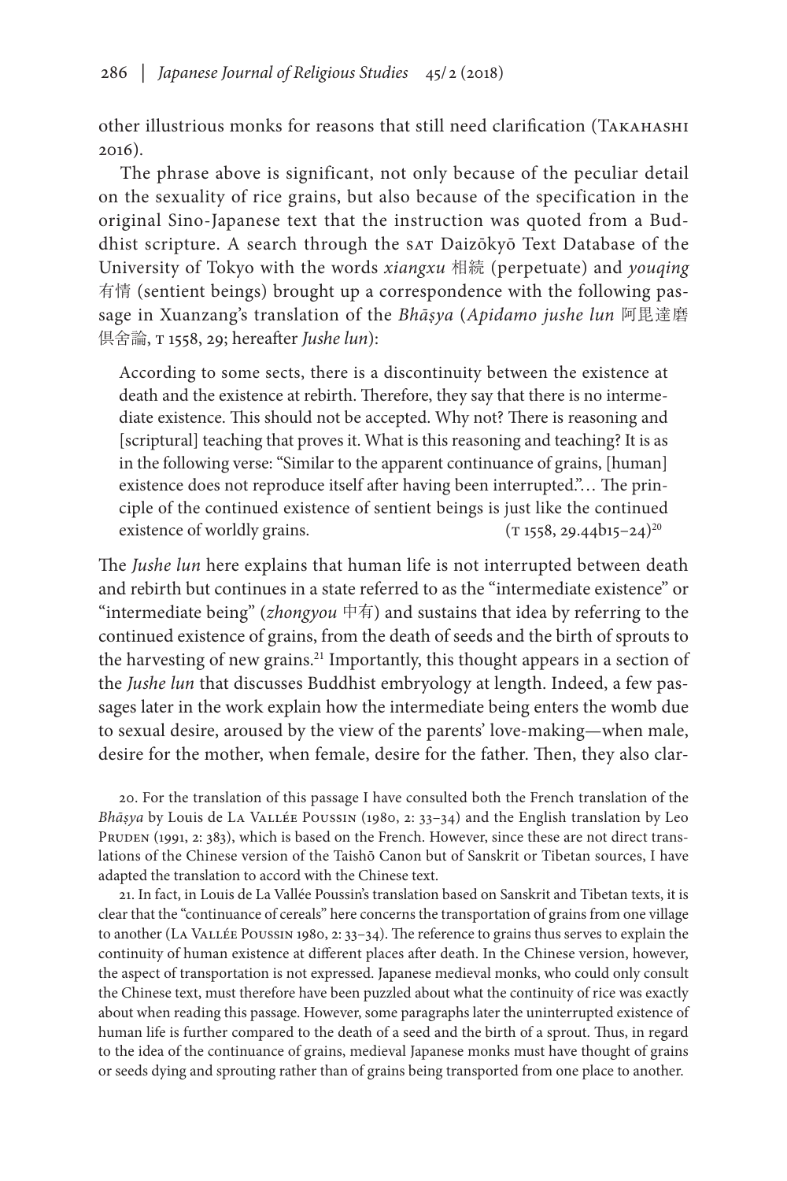other illustrious monks for reasons that still need clarification (Takahashi 2016).

The phrase above is significant, not only because of the peculiar detail on the sexuality of rice grains, but also because of the specification in the original Sino-Japanese text that the instruction was quoted from a Buddhist scripture. A search through the SAT Daizōkyō Text Database of the University of Tokyo with the words *xiangxu* 相続 (perpetuate) and *youqing* 有情 (sentient beings) brought up a correspondence with the following passage in Xuanzang's translation of the *Bhāṣya* (*Apidamo jushe lun* 阿毘達磨倶舍論, T 1558, 29; hereafter *Jushe lun*):

> According to some sects, there is a discontinuity between the existence at death and the existence at rebirth. Therefore, they say that there is no intermediate existence. This should not be accepted. Why not? There is reasoning and [scriptural] teaching that proves it. What is this reasoning and teaching? It is as in the following verse: "Similar to the apparent continuance of grains, [human] existence does not reproduce itself after having been interrupted."… The principle of the continued existence of sentient beings is just like the continued existence of worldly grains. (T 1558, 29.44b15–24)[20]

The *Jushe lun* here explains that human life is not interrupted between death and rebirth but continues in a state referred to as the "intermediate existence" or "intermediate being" (*zhongyou* 中有) and sustains that idea by referring to the continued existence of grains, from the death of seeds and the birth of sprouts to the harvesting of new grains.[21] Importantly, this thought appears in a section of the *Jushe lun* that discusses Buddhist embryology at length. Indeed, a few passages later in the work explain how the intermediate being enters the womb due to sexual desire, aroused by the view of the parents' love-making—when male, desire for the mother, when female, desire for the father. Then, they also clar-

20. For the translation of this passage I have consulted both the French translation of the *Bhāṣya* by Louis de La Vallée Poussin (1980, 2: 33–34) and the English translation by Leo Pruden (1991, 2: 383), which is based on the French. However, since these are not direct translations of the Chinese version of the Taishō Canon but of Sanskrit or Tibetan sources, I have adapted the translation to accord with the Chinese text.

21. In fact, in Louis de La Vallée Poussin's translation based on Sanskrit and Tibetan texts, it is clear that the "continuance of cereals" here concerns the transportation of grains from one village to another (La Vallée Poussin 1980, 2: 33–34). The reference to grains thus serves to explain the continuity of human existence at different places after death. In the Chinese version, however, the aspect of transportation is not expressed. Japanese medieval monks, who could only consult the Chinese text, must therefore have been puzzled about what the continuity of rice was exactly about when reading this passage. However, some paragraphs later the uninterrupted existence of human life is further compared to the death of a seed and the birth of a sprout. Thus, in regard to the idea of the continuance of grains, medieval Japanese monks must have thought of grains or seeds dying and sprouting rather than of grains being transported from one place to another.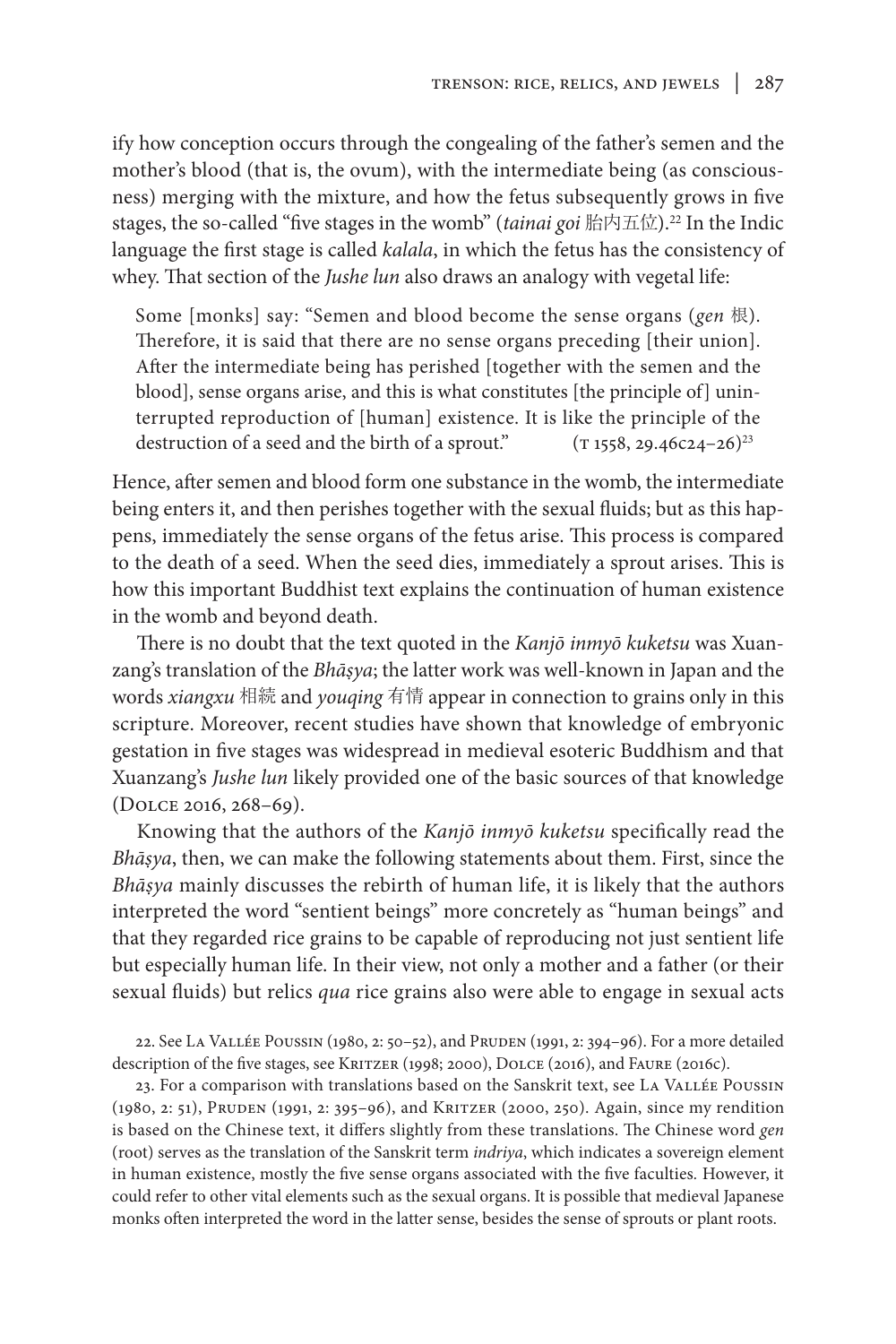ify how conception occurs through the congealing of the father's semen and the mother's blood (that is, the ovum), with the intermediate being (as consciousness) merging with the mixture, and how the fetus subsequently grows in five stages, the so-called "five stages in the womb" (*tainai goi* 胎内五位).[22] In the Indic language the first stage is called *kalala*, in which the fetus has the consistency of whey. That section of the *Jushe lun* also draws an analogy with vegetal life:

> Some [monks] say: "Semen and blood become the sense organs (*gen* 根). Therefore, it is said that there are no sense organs preceding [their union]. After the intermediate being has perished [together with the semen and the blood], sense organs arise, and this is what constitutes [the principle of] uninterrupted reproduction of [human] existence. It is like the principle of the destruction of a seed and the birth of a sprout." (T 1558, 29.46c24–26)[23]

Hence, after semen and blood form one substance in the womb, the intermediate being enters it, and then perishes together with the sexual fluids; but as this happens, immediately the sense organs of the fetus arise. This process is compared to the death of a seed. When the seed dies, immediately a sprout arises. This is how this important Buddhist text explains the continuation of human existence in the womb and beyond death.

There is no doubt that the text quoted in the *Kanjō inmyō kuketsu* was Xuanzang's translation of the *Bhāṣya*; the latter work was well-known in Japan and the words *xiangxu* 相続 and *youqing* 有情 appear in connection to grains only in this scripture. Moreover, recent studies have shown that knowledge of embryonic gestation in five stages was widespread in medieval esoteric Buddhism and that Xuanzang's *Jushe lun* likely provided one of the basic sources of that knowledge (Dolce 2016, 268–69).

Knowing that the authors of the *Kanjō inmyō kuketsu* specifically read the *Bhāṣya*, then, we can make the following statements about them. First, since the *Bhāṣya* mainly discusses the rebirth of human life, it is likely that the authors interpreted the word "sentient beings" more concretely as "human beings" and that they regarded rice grains to be capable of reproducing not just sentient life but especially human life. In their view, not only a mother and a father (or their sexual fluids) but relics *qua* rice grains also were able to engage in sexual acts

22. See La Vallée Poussin (1980, 2: 50–52), and Pruden (1991, 2: 394–96). For a more detailed description of the five stages, see Kritzer (1998; 2000), Dolce (2016), and Faure (2016c).

23. For a comparison with translations based on the Sanskrit text, see La Vallée Poussin (1980, 2: 51), Pruden (1991, 2: 395–96), and Kritzer (2000, 250). Again, since my rendition is based on the Chinese text, it differs slightly from these translations. The Chinese word *gen* (root) serves as the translation of the Sanskrit term *indriya*, which indicates a sovereign element in human existence, mostly the five sense organs associated with the five faculties. However, it could refer to other vital elements such as the sexual organs. It is possible that medieval Japanese monks often interpreted the word in the latter sense, besides the sense of sprouts or plant roots.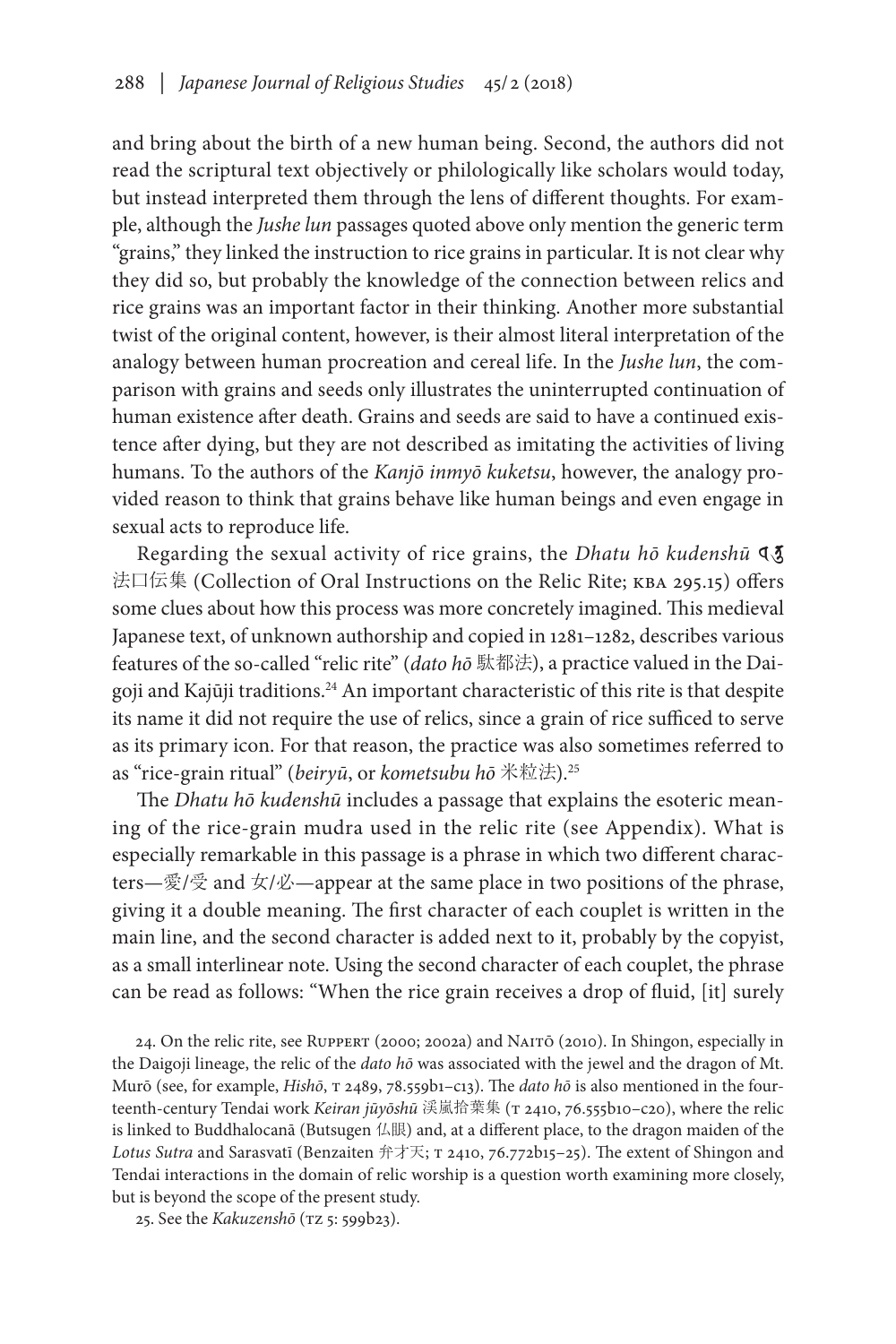and bring about the birth of a new human being. Second, the authors did not read the scriptural text objectively or philologically like scholars would today, but instead interpreted them through the lens of different thoughts. For example, although the *Jushe lun* passages quoted above only mention the generic term "grains," they linked the instruction to rice grains in particular. It is not clear why they did so, but probably the knowledge of the connection between relics and rice grains was an important factor in their thinking. Another more substantial twist of the original content, however, is their almost literal interpretation of the analogy between human procreation and cereal life. In the *Jushe lun*, the comparison with grains and seeds only illustrates the uninterrupted continuation of human existence after death. Grains and seeds are said to have a continued existence after dying, but they are not described as imitating the activities of living humans. To the authors of the *Kanjō inmyō kuketsu*, however, the analogy provided reason to think that grains behave like human beings and even engage in sexual acts to reproduce life.

Regarding the sexual activity of rice grains, the *Dhatu hō kudenshū* 𑖠𑖯𑖝𑖲法口伝集 (Collection of Oral Instructions on the Relic Rite; KBA 295.15) offers some clues about how this process was more concretely imagined. This medieval Japanese text, of unknown authorship and copied in 1281–1282, describes various features of the so-called "relic rite" (*dato hō* 駄都法), a practice valued in the Daigoji and Kajūji traditions.[24] An important characteristic of this rite is that despite its name it did not require the use of relics, since a grain of rice sufficed to serve as its primary icon. For that reason, the practice was also sometimes referred to as "rice-grain ritual" (*beiryū*, or *kometsubu hō* 米粒法).[25]

The *Dhatu hō kudenshū* includes a passage that explains the esoteric meaning of the rice-grain mudra used in the relic rite (see Appendix). What is especially remarkable in this passage is a phrase in which two different characters—愛/受 and 女/必—appear at the same place in two positions of the phrase, giving it a double meaning. The first character of each couplet is written in the main line, and the second character is added next to it, probably by the copyist, as a small interlinear note. Using the second character of each couplet, the phrase can be read as follows: "When the rice grain receives a drop of fluid, [it] surely

24. On the relic rite, see Ruppert (2000; 2002a) and Naitō (2010). In Shingon, especially in the Daigoji lineage, the relic of the *dato hō* was associated with the jewel and the dragon of Mt. Murō (see, for example, *Hishō*, T 2489, 78.559b1–c13). The *dato hō* is also mentioned in the fourteenth-century Tendai work *Keiran jūyōshū* 渓嵐拾葉集 (T 2410, 76.555b10–c20), where the relic is linked to Buddhalocanā (Butsugen 仏眼) and, at a different place, to the dragon maiden of the *Lotus Sutra* and Sarasvatī (Benzaiten 弁才天; T 2410, 76.772b15–25). The extent of Shingon and Tendai interactions in the domain of relic worship is a question worth examining more closely, but is beyond the scope of the present study.

25. See the *Kakuzenshō* (TZ 5: 599b23).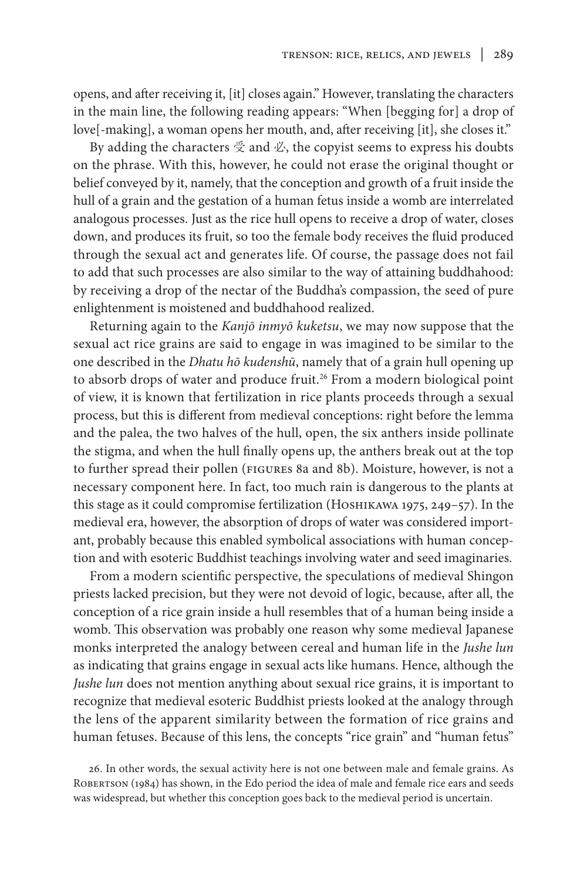opens, and after receiving it, [it] closes again." However, translating the characters in the main line, the following reading appears: "When [begging for] a drop of love[-making], a woman opens her mouth, and, after receiving [it], she closes it."

By adding the characters 受 and 必, the copyist seems to express his doubts on the phrase. With this, however, he could not erase the original thought or belief conveyed by it, namely, that the conception and growth of a fruit inside the hull of a grain and the gestation of a human fetus inside a womb are interrelated analogous processes. Just as the rice hull opens to receive a drop of water, closes down, and produces its fruit, so too the female body receives the fluid produced through the sexual act and generates life. Of course, the passage does not fail to add that such processes are also similar to the way of attaining buddhahood: by receiving a drop of the nectar of the Buddha's compassion, the seed of pure enlightenment is moistened and buddhahood realized.

Returning again to the *Kanjō inmyō kuketsu*, we may now suppose that the sexual act rice grains are said to engage in was imagined to be similar to the one described in the *Dhatu hō kudenshū*, namely that of a grain hull opening up to absorb drops of water and produce fruit.[26] From a modern biological point of view, it is known that fertilization in rice plants proceeds through a sexual process, but this is different from medieval conceptions: right before the lemma and the palea, the two halves of the hull, open, the six anthers inside pollinate the stigma, and when the hull finally opens up, the anthers break out at the top to further spread their pollen (Figures 8a and 8b). Moisture, however, is not a necessary component here. In fact, too much rain is dangerous to the plants at this stage as it could compromise fertilization (Hoshikawa 1975, 249–57). In the medieval era, however, the absorption of drops of water was considered important, probably because this enabled symbolical associations with human conception and with esoteric Buddhist teachings involving water and seed imaginaries.

From a modern scientific perspective, the speculations of medieval Shingon priests lacked precision, but they were not devoid of logic, because, after all, the conception of a rice grain inside a hull resembles that of a human being inside a womb. This observation was probably one reason why some medieval Japanese monks interpreted the analogy between cereal and human life in the *Jushe lun* as indicating that grains engage in sexual acts like humans. Hence, although the *Jushe lun* does not mention anything about sexual rice grains, it is important to recognize that medieval esoteric Buddhist priests looked at the analogy through the lens of the apparent similarity between the formation of rice grains and human fetuses. Because of this lens, the concepts "rice grain" and "human fetus"

26. In other words, the sexual activity here is not one between male and female grains. As Robertson (1984) has shown, in the Edo period the idea of male and female rice ears and seeds was widespread, but whether this conception goes back to the medieval period is uncertain.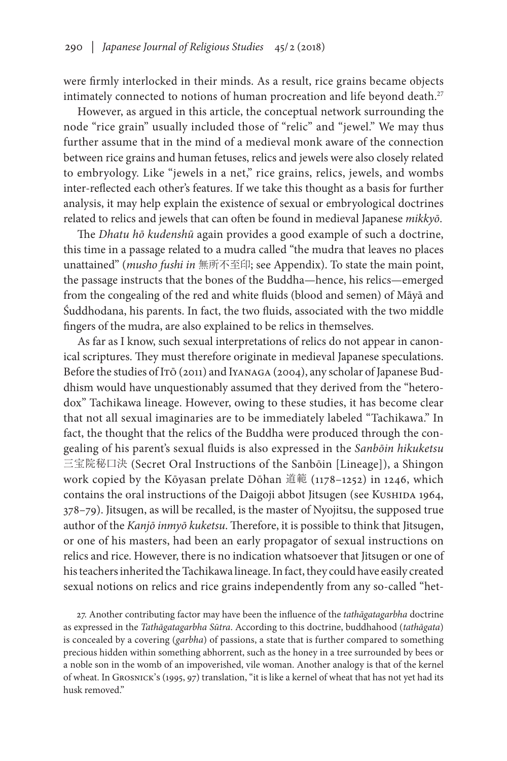were firmly interlocked in their minds. As a result, rice grains became objects intimately connected to notions of human procreation and life beyond death.[27]

However, as argued in this article, the conceptual network surrounding the node "rice grain" usually included those of "relic" and "jewel." We may thus further assume that in the mind of a medieval monk aware of the connection between rice grains and human fetuses, relics and jewels were also closely related to embryology. Like "jewels in a net," rice grains, relics, jewels, and wombs inter-reflected each other's features. If we take this thought as a basis for further analysis, it may help explain the existence of sexual or embryological doctrines related to relics and jewels that can often be found in medieval Japanese *mikkyō*.

The *Dhatu hō kudenshū* again provides a good example of such a doctrine, this time in a passage related to a mudra called "the mudra that leaves no places unattained" (*musho fushi in* 無所不至印; see Appendix). To state the main point, the passage instructs that the bones of the Buddha—hence, his relics—emerged from the congealing of the red and white fluids (blood and semen) of Māyā and Śuddhodana, his parents. In fact, the two fluids, associated with the two middle fingers of the mudra, are also explained to be relics in themselves.

As far as I know, such sexual interpretations of relics do not appear in canonical scriptures. They must therefore originate in medieval Japanese speculations. Before the studies of Itō (2011) and Iyanaga (2004), any scholar of Japanese Buddhism would have unquestionably assumed that they derived from the "heterodox" Tachikawa lineage. However, owing to these studies, it has become clear that not all sexual imaginaries are to be immediately labeled "Tachikawa." In fact, the thought that the relics of the Buddha were produced through the congealing of his parent's sexual fluids is also expressed in the *Sanbōin hikuketsu* 三宝院秘口決 (Secret Oral Instructions of the Sanbōin [Lineage]), a Shingon work copied by the Kōyasan prelate Dōhan 道範 (1178–1252) in 1246, which contains the oral instructions of the Daigoji abbot Jitsugen (see Kushida 1964, 378–79). Jitsugen, as will be recalled, is the master of Nyojitsu, the supposed true author of the *Kanjō inmyō kuketsu*. Therefore, it is possible to think that Jitsugen, or one of his masters, had been an early propagator of sexual instructions on relics and rice. However, there is no indication whatsoever that Jitsugen or one of his teachers inherited the Tachikawa lineage. In fact, they could have easily created sexual notions on relics and rice grains independently from any so-called "het-

27. Another contributing factor may have been the influence of the *tathāgatagarbha* doctrine as expressed in the *Tathāgatagarbha Sūtra*. According to this doctrine, buddhahood (*tathāgata*) is concealed by a covering (*garbha*) of passions, a state that is further compared to something precious hidden within something abhorrent, such as the honey in a tree surrounded by bees or a noble son in the womb of an impoverished, vile woman. Another analogy is that of the kernel of wheat. In Grosnick's (1995, 97) translation, "it is like a kernel of wheat that has not yet had its husk removed."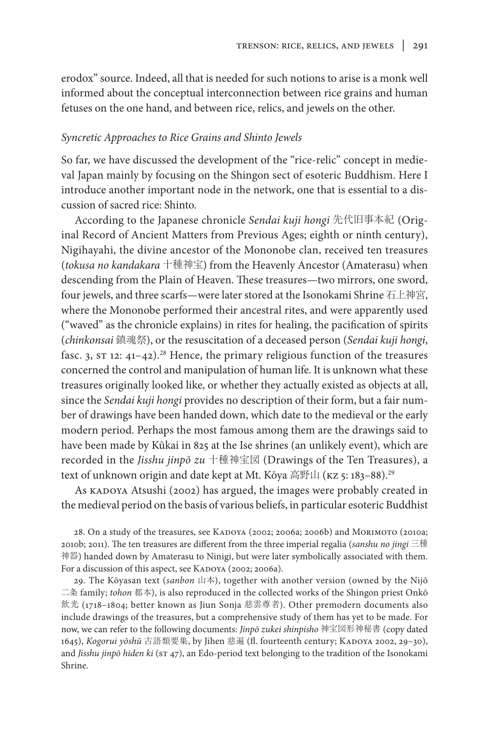erodox" source. Indeed, all that is needed for such notions to arise is a monk well informed about the conceptual interconnection between rice grains and human fetuses on the one hand, and between rice, relics, and jewels on the other.

### *Syncretic Approaches to Rice Grains and Shinto Jewels*

So far, we have discussed the development of the "rice-relic" concept in medieval Japan mainly by focusing on the Shingon sect of esoteric Buddhism. Here I introduce another important node in the network, one that is essential to a discussion of sacred rice: Shinto.

According to the Japanese chronicle *Sendai kuji hongi* 先代旧事本紀 (Original Record of Ancient Matters from Previous Ages; eighth or ninth century), Nigihayahi, the divine ancestor of the Mononobe clan, received ten treasures (*tokusa no kandakara* 十種神宝) from the Heavenly Ancestor (Amaterasu) when descending from the Plain of Heaven. These treasures—two mirrors, one sword, four jewels, and three scarfs—were later stored at the Isonokami Shrine 石上神宮, where the Mononobe performed their ancestral rites, and were apparently used ("waved" as the chronicle explains) in rites for healing, the pacification of spirits (*chinkonsai* 鎮魂祭), or the resuscitation of a deceased person (*Sendai kuji hongi*, fasc. 3, ST 12: 41–42).[28] Hence, the primary religious function of the treasures concerned the control and manipulation of human life. It is unknown what these treasures originally looked like, or whether they actually existed as objects at all, since the *Sendai kuji hongi* provides no description of their form, but a fair number of drawings have been handed down, which date to the medieval or the early modern period. Perhaps the most famous among them are the drawings said to have been made by Kūkai in 825 at the Ise shrines (an unlikely event), which are recorded in the *Jisshu jinpō zu* 十種神宝図 (Drawings of the Ten Treasures), a text of unknown origin and date kept at Mt. Kōya 高野山 (KZ 5: 183–88).[29]

As KADOYA Atsushi (2002) has argued, the images were probably created in the medieval period on the basis of various beliefs, in particular esoteric Buddhist

28. On a study of the treasures, see KADOYA (2002; 2006a; 2006b) and MORIMOTO (2010a; 2010b; 2011). The ten treasures are different from the three imperial regalia (*sanshu no jingi* 三種神器) handed down by Amaterasu to Ninigi, but were later symbolically associated with them. For a discussion of this aspect, see KADOYA (2002; 2006a).

29. The Kōyasan text (*sanbon* 山本), together with another version (owned by the Nijō 二条 family; *tohon* 都本), is also reproduced in the collected works of the Shingon priest Onkō 飲光 (1718–1804; better known as Jiun Sonja 慈雲尊者). Other premodern documents also include drawings of the treasures, but a comprehensive study of them has yet to be made. For now, we can refer to the following documents: *Jinpō zukei shinpisho* 神宝図形神秘書 (copy dated 1645), *Kogorui yōshū* 古語類要集, by Jihen 慈遍 (fl. fourteenth century; KADOYA 2002, 29–30), and *Jisshu jinpō hiden ki* (ST 47), an Edo-period text belonging to the tradition of the Isonokami Shrine.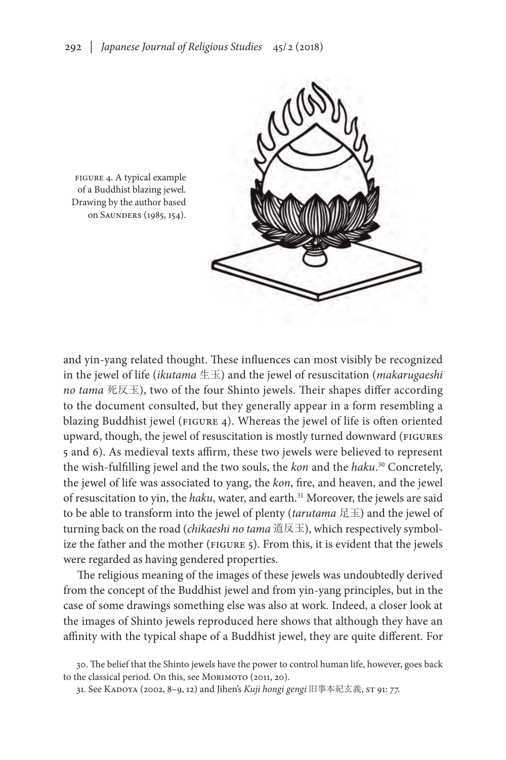FIGURE 4. A typical example of a Buddhist blazing jewel. Drawing by the author based on SAUNDERS (1985, 154).

and yin-yang related thought. These influences can most visibly be recognized in the jewel of life (*ikutama* 生玉) and the jewel of resuscitation (*makarugaeshi no tama* 死反玉), two of the four Shinto jewels. Their shapes differ according to the document consulted, but they generally appear in a form resembling a blazing Buddhist jewel (FIGURE 4). Whereas the jewel of life is often oriented upward, though, the jewel of resuscitation is mostly turned downward (FIGURES 5 and 6). As medieval texts affirm, these two jewels were believed to represent the wish-fulfilling jewel and the two souls, the *kon* and the *haku*.[30] Concretely, the jewel of life was associated to yang, the *kon*, fire, and heaven, and the jewel of resuscitation to yin, the *haku*, water, and earth.[31] Moreover, the jewels are said to be able to transform into the jewel of plenty (*tarutama* 足玉) and the jewel of turning back on the road (*chikaeshi no tama* 道反玉), which respectively symbolize the father and the mother (FIGURE 5). From this, it is evident that the jewels were regarded as having gendered properties.

The religious meaning of the images of these jewels was undoubtedly derived from the concept of the Buddhist jewel and from yin-yang principles, but in the case of some drawings something else was also at work. Indeed, a closer look at the images of Shinto jewels reproduced here shows that although they have an affinity with the typical shape of a Buddhist jewel, they are quite different. For

30. The belief that the Shinto jewels have the power to control human life, however, goes back to the classical period. On this, see MORIMOTO (2011, 20).

31. See KADOYA (2002, 8–9, 12) and Jihen's *Kuji hongi gengi* 旧事本紀玄義, ST 91: 77.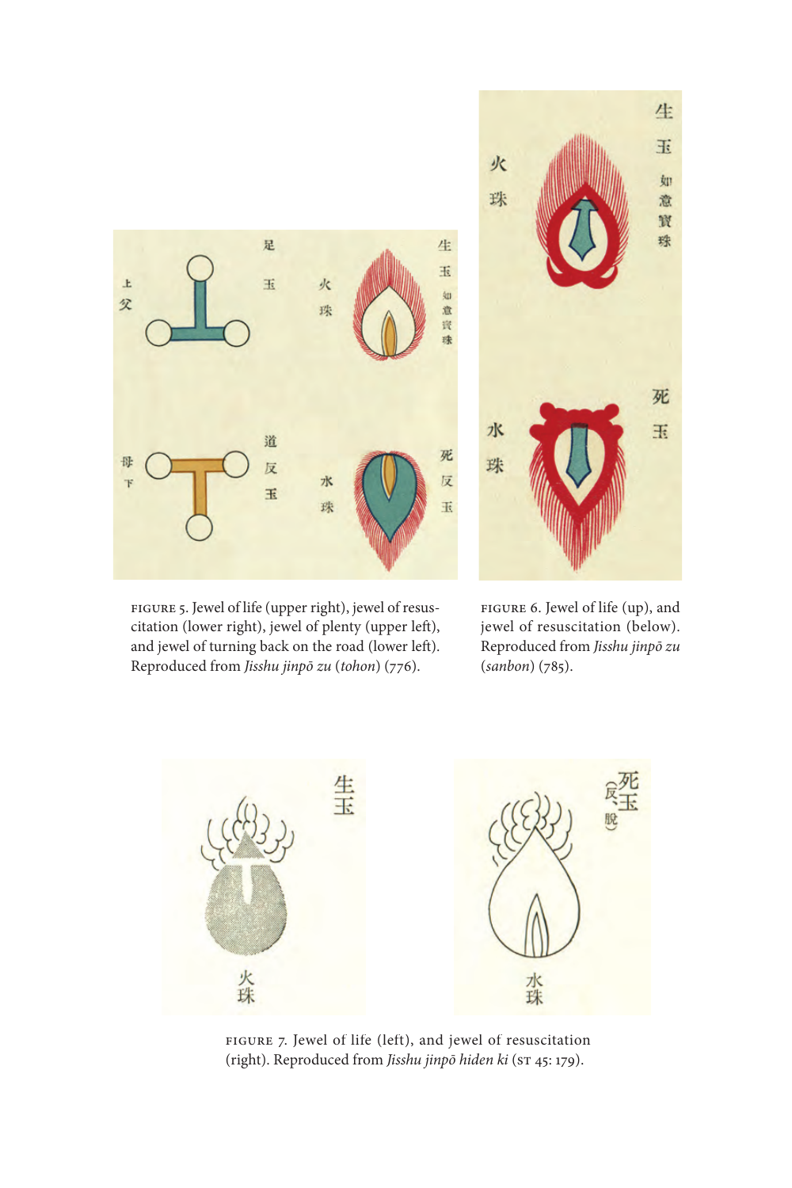FIGURE 5. Jewel of life (upper right), jewel of resuscitation (lower right), jewel of plenty (upper left), and jewel of turning back on the road (lower left). Reproduced from *Jisshu jinpō zu* (*tohon*) (776).

FIGURE 6. Jewel of life (up), and jewel of resuscitation (below). Reproduced from *Jisshu jinpō zu* (*sanbon*) (785).

FIGURE 7. Jewel of life (left), and jewel of resuscitation (right). Reproduced from *Jisshu jinpō hiden ki* (ST 45: 179).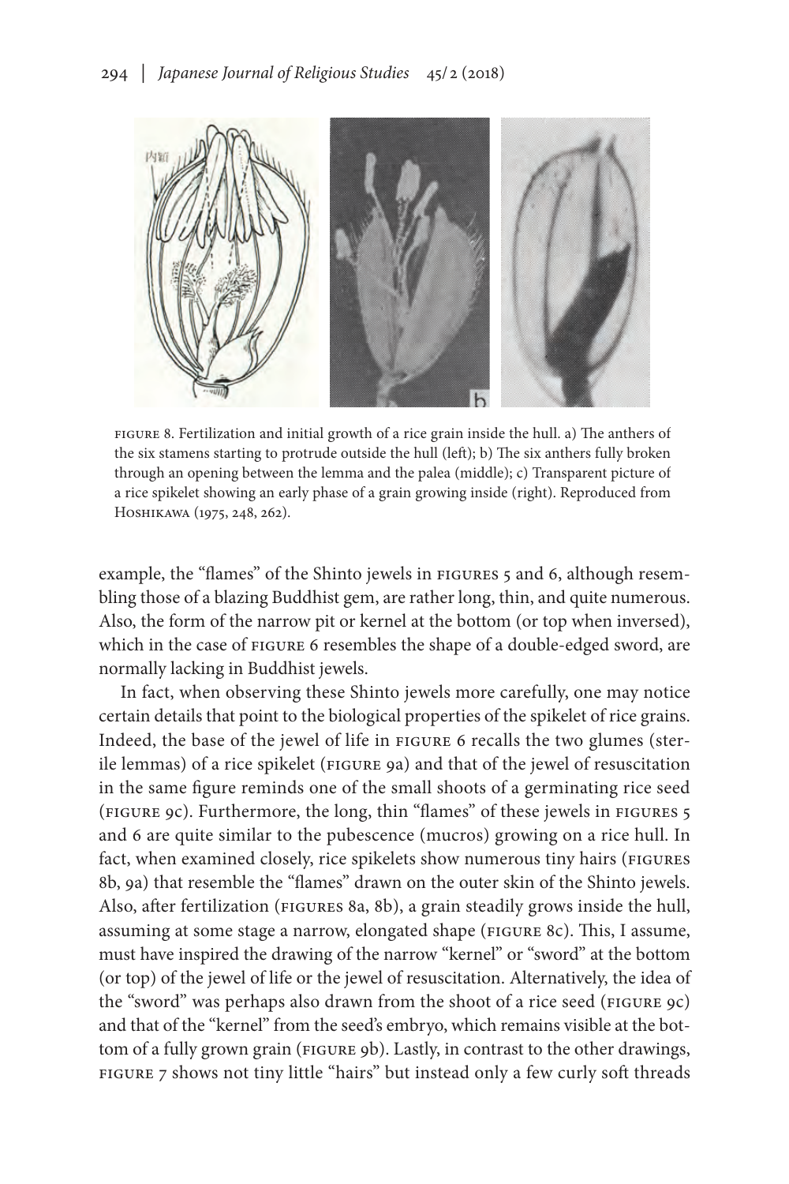FIGURE 8. Fertilization and initial growth of a rice grain inside the hull. a) The anthers of the six stamens starting to protrude outside the hull (left); b) The six anthers fully broken through an opening between the lemma and the palea (middle); c) Transparent picture of a rice spikelet showing an early phase of a grain growing inside (right). Reproduced from HOSHIKAWA (1975, 248, 262).

example, the "flames" of the Shinto jewels in FIGURES 5 and 6, although resembling those of a blazing Buddhist gem, are rather long, thin, and quite numerous. Also, the form of the narrow pit or kernel at the bottom (or top when inversed), which in the case of FIGURE 6 resembles the shape of a double-edged sword, are normally lacking in Buddhist jewels.

In fact, when observing these Shinto jewels more carefully, one may notice certain details that point to the biological properties of the spikelet of rice grains. Indeed, the base of the jewel of life in FIGURE 6 recalls the two glumes (sterile lemmas) of a rice spikelet (FIGURE 9a) and that of the jewel of resuscitation in the same figure reminds one of the small shoots of a germinating rice seed (FIGURE 9c). Furthermore, the long, thin "flames" of these jewels in FIGURES 5 and 6 are quite similar to the pubescence (mucros) growing on a rice hull. In fact, when examined closely, rice spikelets show numerous tiny hairs (FIGURES 8b, 9a) that resemble the "flames" drawn on the outer skin of the Shinto jewels. Also, after fertilization (FIGURES 8a, 8b), a grain steadily grows inside the hull, assuming at some stage a narrow, elongated shape (FIGURE 8c). This, I assume, must have inspired the drawing of the narrow "kernel" or "sword" at the bottom (or top) of the jewel of life or the jewel of resuscitation. Alternatively, the idea of the "sword" was perhaps also drawn from the shoot of a rice seed (FIGURE 9c) and that of the "kernel" from the seed's embryo, which remains visible at the bottom of a fully grown grain (FIGURE 9b). Lastly, in contrast to the other drawings, FIGURE 7 shows not tiny little "hairs" but instead only a few curly soft threads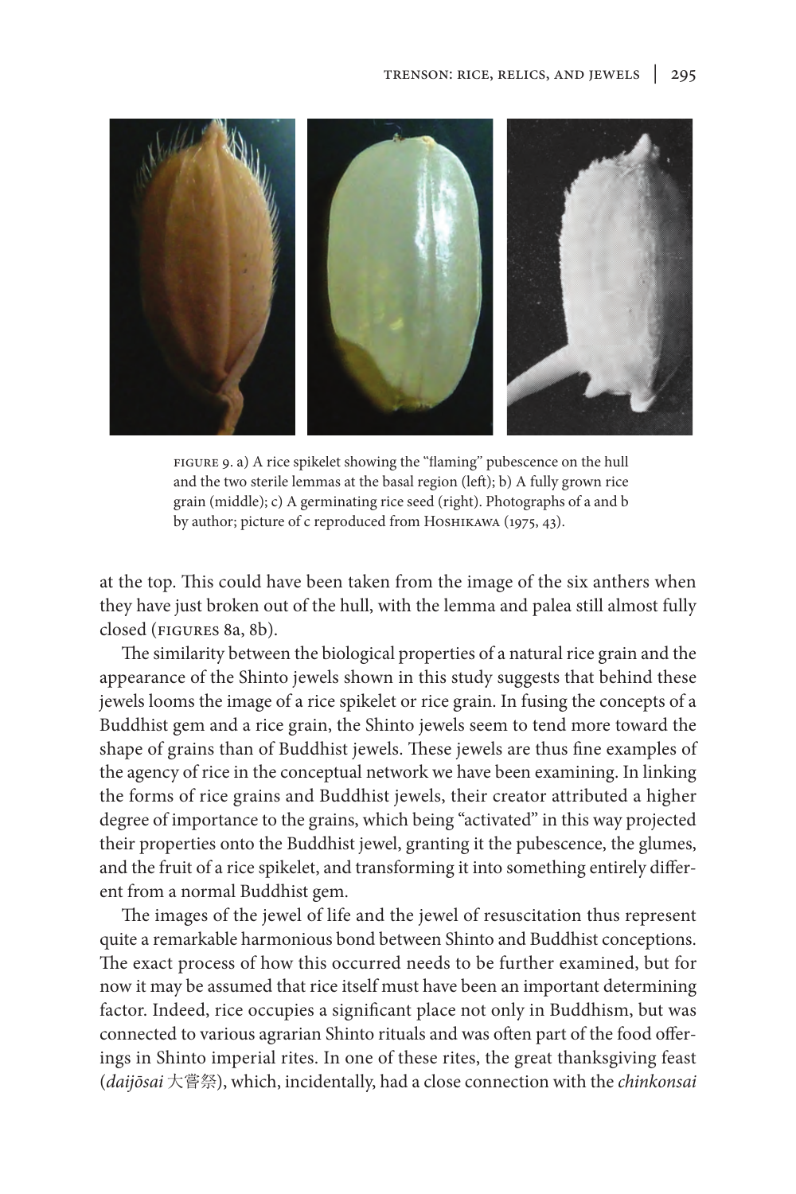FIGURE 9. a) A rice spikelet showing the "flaming" pubescence on the hull and the two sterile lemmas at the basal region (left); b) A fully grown rice grain (middle); c) A germinating rice seed (right). Photographs of a and b by author; picture of c reproduced from HOSHIKAWA (1975, 43).

at the top. This could have been taken from the image of the six anthers when they have just broken out of the hull, with the lemma and palea still almost fully closed (FIGURES 8a, 8b).

The similarity between the biological properties of a natural rice grain and the appearance of the Shinto jewels shown in this study suggests that behind these jewels looms the image of a rice spikelet or rice grain. In fusing the concepts of a Buddhist gem and a rice grain, the Shinto jewels seem to tend more toward the shape of grains than of Buddhist jewels. These jewels are thus fine examples of the agency of rice in the conceptual network we have been examining. In linking the forms of rice grains and Buddhist jewels, their creator attributed a higher degree of importance to the grains, which being "activated" in this way projected their properties onto the Buddhist jewel, granting it the pubescence, the glumes, and the fruit of a rice spikelet, and transforming it into something entirely different from a normal Buddhist gem.

The images of the jewel of life and the jewel of resuscitation thus represent quite a remarkable harmonious bond between Shinto and Buddhist conceptions. The exact process of how this occurred needs to be further examined, but for now it may be assumed that rice itself must have been an important determining factor. Indeed, rice occupies a significant place not only in Buddhism, but was connected to various agrarian Shinto rituals and was often part of the food offerings in Shinto imperial rites. In one of these rites, the great thanksgiving feast (*daijōsai* 大嘗祭), which, incidentally, had a close connection with the *chinkonsai*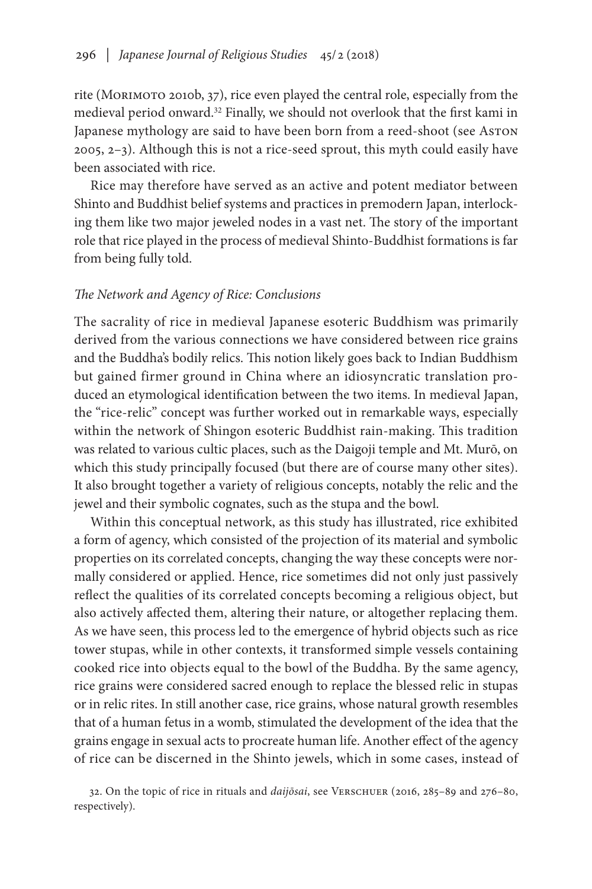rite (Morimoto 2010b, 37), rice even played the central role, especially from the medieval period onward.[32] Finally, we should not overlook that the first kami in Japanese mythology are said to have been born from a reed-shoot (see Aston 2005, 2–3). Although this is not a rice-seed sprout, this myth could easily have been associated with rice.

Rice may therefore have served as an active and potent mediator between Shinto and Buddhist belief systems and practices in premodern Japan, interlocking them like two major jeweled nodes in a vast net. The story of the important role that rice played in the process of medieval Shinto-Buddhist formations is far from being fully told.

### *The Network and Agency of Rice: Conclusions*

The sacrality of rice in medieval Japanese esoteric Buddhism was primarily derived from the various connections we have considered between rice grains and the Buddha's bodily relics. This notion likely goes back to Indian Buddhism but gained firmer ground in China where an idiosyncratic translation produced an etymological identification between the two items. In medieval Japan, the "rice-relic" concept was further worked out in remarkable ways, especially within the network of Shingon esoteric Buddhist rain-making. This tradition was related to various cultic places, such as the Daigoji temple and Mt. Murō, on which this study principally focused (but there are of course many other sites). It also brought together a variety of religious concepts, notably the relic and the jewel and their symbolic cognates, such as the stupa and the bowl.

Within this conceptual network, as this study has illustrated, rice exhibited a form of agency, which consisted of the projection of its material and symbolic properties on its correlated concepts, changing the way these concepts were normally considered or applied. Hence, rice sometimes did not only just passively reflect the qualities of its correlated concepts becoming a religious object, but also actively affected them, altering their nature, or altogether replacing them. As we have seen, this process led to the emergence of hybrid objects such as rice tower stupas, while in other contexts, it transformed simple vessels containing cooked rice into objects equal to the bowl of the Buddha. By the same agency, rice grains were considered sacred enough to replace the blessed relic in stupas or in relic rites. In still another case, rice grains, whose natural growth resembles that of a human fetus in a womb, stimulated the development of the idea that the grains engage in sexual acts to procreate human life. Another effect of the agency of rice can be discerned in the Shinto jewels, which in some cases, instead of

32. On the topic of rice in rituals and *daijōsai*, see Verschuer (2016, 285–89 and 276–80, respectively).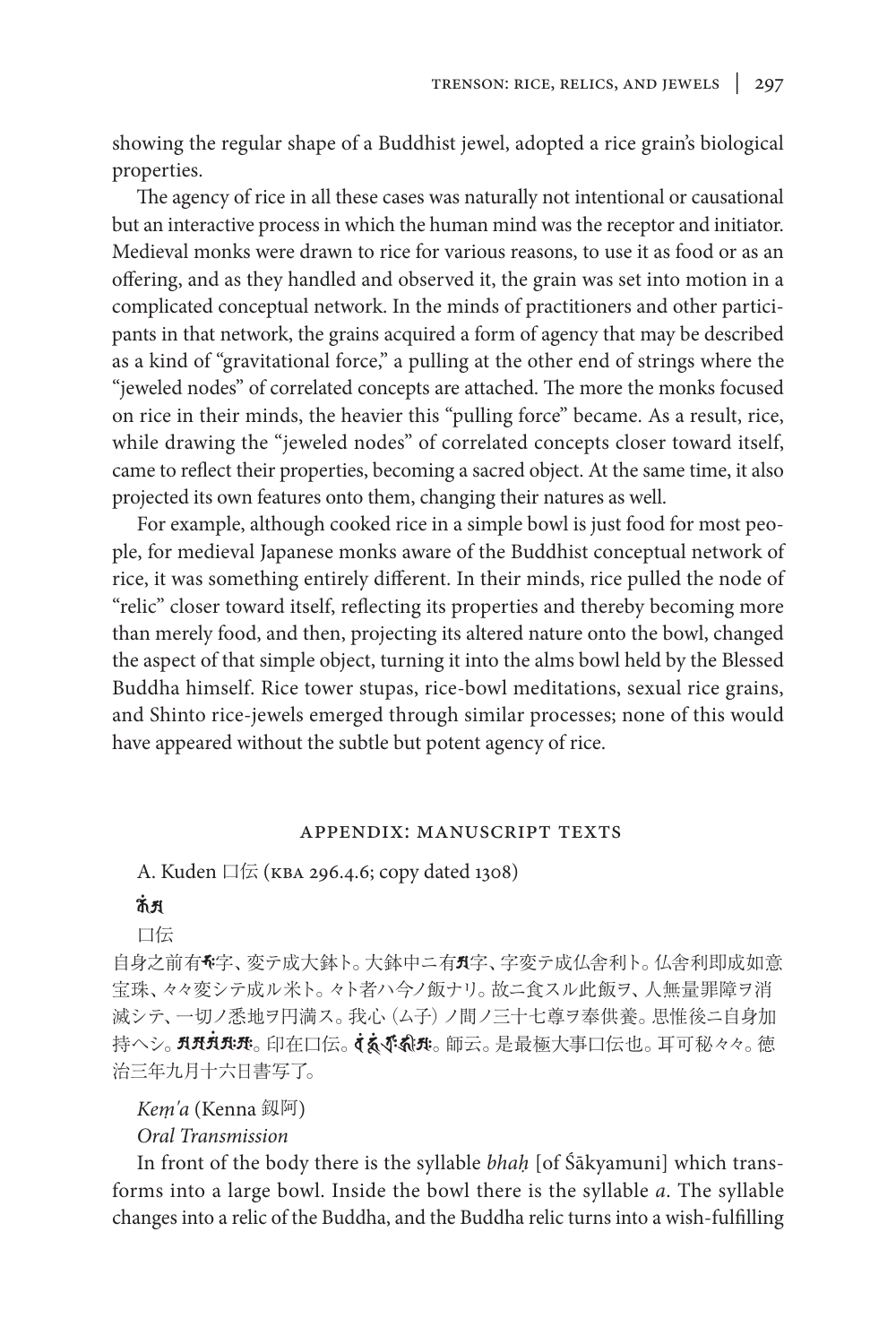showing the regular shape of a Buddhist jewel, adopted a rice grain's biological properties.

The agency of rice in all these cases was naturally not intentional or causational but an interactive process in which the human mind was the receptor and initiator. Medieval monks were drawn to rice for various reasons, to use it as food or as an offering, and as they handled and observed it, the grain was set into motion in a complicated conceptual network. In the minds of practitioners and other participants in that network, the grains acquired a form of agency that may be described as a kind of "gravitational force," a pulling at the other end of strings where the "jeweled nodes" of correlated concepts are attached. The more the monks focused on rice in their minds, the heavier this "pulling force" became. As a result, rice, while drawing the "jeweled nodes" of correlated concepts closer toward itself, came to reflect their properties, becoming a sacred object. At the same time, it also projected its own features onto them, changing their natures as well.

For example, although cooked rice in a simple bowl is just food for most people, for medieval Japanese monks aware of the Buddhist conceptual network of rice, it was something entirely different. In their minds, rice pulled the node of "relic" closer toward itself, reflecting its properties and thereby becoming more than merely food, and then, projecting its altered nature onto the bowl, changed the aspect of that simple object, turning it into the alms bowl held by the Blessed Buddha himself. Rice tower stupas, rice-bowl meditations, sexual rice grains, and Shinto rice-jewels emerged through similar processes; none of this would have appeared without the subtle but potent agency of rice.

## Appendix: Manuscript Texts

A. Kuden 口伝 (KBA 296.4.6; copy dated 1308)

𑖎𑖸𑖽𑖀

口伝

自身之前有𑖥𑖾字、変テ成大鉢ト。大鉢中ニ有𑖀字、字変テ成仏舎利ト。仏舎利即成如意宝珠、々々変シテ成ル米ト。々ト者ハ今ノ飯ナリ。故ニ食スル此飯ヲ、人無量罪障ヲ消滅シテ、一切ノ悉地ヲ円満ス。我心（ム子）ノ間ノ三十七尊ヲ奉供養。思惟後ニ自身加持ヘシ。𑖀𑖁𑖀𑖽𑖀𑖾𑖁𑖽𑖾。印在口伝。𑖪𑖽𑖮𑖳𑖽𑖝𑖿𑖨𑖾𑖮𑖿𑖨𑖱𑖾𑖀𑖾。師云。是最極大事口伝也。耳可秘々々。徳治三年九月十六日書写了。

*Keṃ'a* (Kenna 釼阿)

*Oral Transmission*

In front of the body there is the syllable *bhaḥ* [of Śākyamuni] which transforms into a large bowl. Inside the bowl there is the syllable *a*. The syllable changes into a relic of the Buddha, and the Buddha relic turns into a wish-fulfilling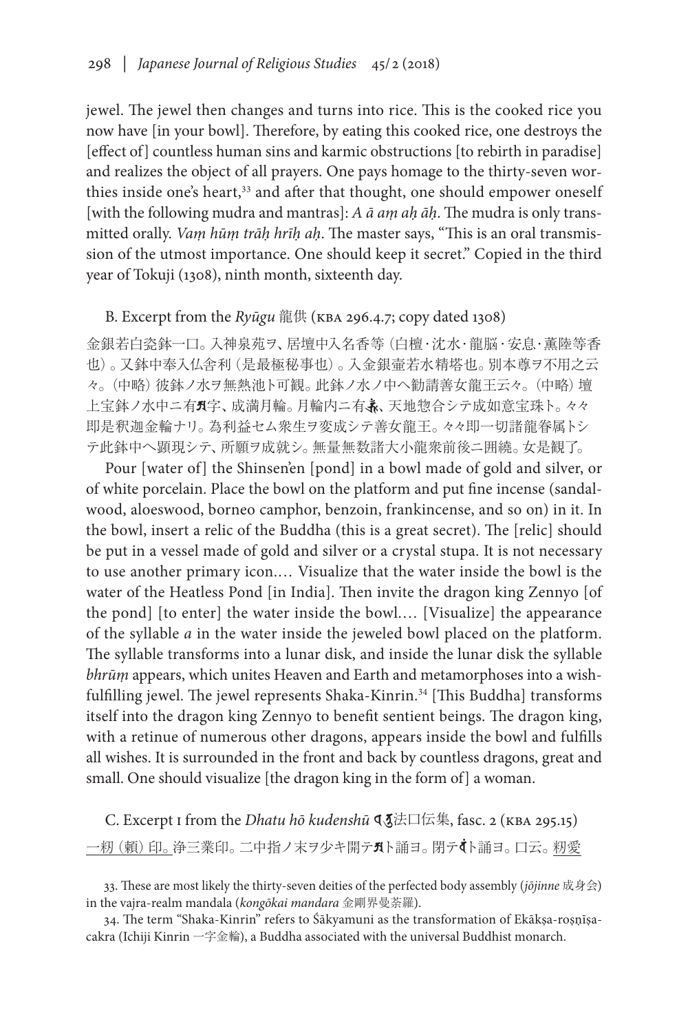jewel. The jewel then changes and turns into rice. This is the cooked rice you now have [in your bowl]. Therefore, by eating this cooked rice, one destroys the [effect of] countless human sins and karmic obstructions [to rebirth in paradise] and realizes the object of all prayers. One pays homage to the thirty-seven worthies inside one's heart,[33] and after that thought, one should empower oneself [with the following mudra and mantras]: *A ā aṃ aḥ āḥ*. The mudra is only transmitted orally. *Vaṃ hūṃ trāḥ hrīḥ aḥ*. The master says, "This is an oral transmission of the utmost importance. One should keep it secret." Copied in the third year of Tokuji (1308), ninth month, sixteenth day.

B. Excerpt from the *Ryūgu* 龍供 (KBA 296.4.7; copy dated 1308)

金銀若白瓷鉢一口。入神泉苑ヲ、居壇中入名香等（白檀・沈水・龍脳・安息・薫陸等香也）。又鉢中奉入仏舎利（是最極秘事也）。入金銀壷若水精塔也。別本尊ヲ不用之云々。（中略）彼鉢ノ水ヲ無熱池ト可観。此鉢ノ水ノ中ヘ勧請善女龍王云々。（中略）壇上宝鉢ノ水中ニ有𑖀字、成満月輪。月輪内ニ有𑖥𑖿𑖨𑖳𑖽、天地惣合シテ成如意宝珠ト。々々即是釈迦金輪ナリ。為利益セム衆生ヲ変成シテ善女龍王。々々即一切諸龍眷属トシテ此鉢中ヘ顕現シテ、所願ヲ成就シ。無量無数諸大小龍衆前後ニ囲繞。女是観了。

Pour [water of] the Shinsen'en [pond] in a bowl made of gold and silver, or of white porcelain. Place the bowl on the platform and put fine incense (sandalwood, aloeswood, borneo camphor, benzoin, frankincense, and so on) in it. In the bowl, insert a relic of the Buddha (this is a great secret). The [relic] should be put in a vessel made of gold and silver or a crystal stupa. It is not necessary to use another primary icon.… Visualize that the water inside the bowl is the water of the Heatless Pond [in India]. Then invite the dragon king Zennyo [of the pond] [to enter] the water inside the bowl.… [Visualize] the appearance of the syllable *a* in the water inside the jeweled bowl placed on the platform. The syllable transforms into a lunar disk, and inside the lunar disk the syllable *bhrūṃ* appears, which unites Heaven and Earth and metamorphoses into a wish-fulfilling jewel. The jewel represents Shaka-Kinrin.[34] [This Buddha] transforms itself into the dragon king Zennyo to benefit sentient beings. The dragon king, with a retinue of numerous other dragons, appears inside the bowl and fulfills all wishes. It is surrounded in the front and back by countless dragons, great and small. One should visualize [the dragon king in the form of] a woman.

C. Excerpt 1 from the *Dhatu hō kudenshū* 𑖠𑖯法口伝集, fasc. 2 (KBA 295.15)

一粉（頼）印。浄三業印。二中指ノ末ヲ少キ開テ𑖀ト誦ヨ。閉テ𑖪𑖽ト誦ヨ。口云。粉愛

33. These are most likely the thirty-seven deities of the perfected body assembly (*jōjinne* 成身会) in the vajra-realm mandala (*kongōkai mandara* 金剛界曼荼羅).

34. The term "Shaka-Kinrin" refers to Śākyamuni as the transformation of Ekākṣa-roṣṇīṣa-cakra (Ichiji Kinrin 一字金輪), a Buddha associated with the universal Buddhist monarch.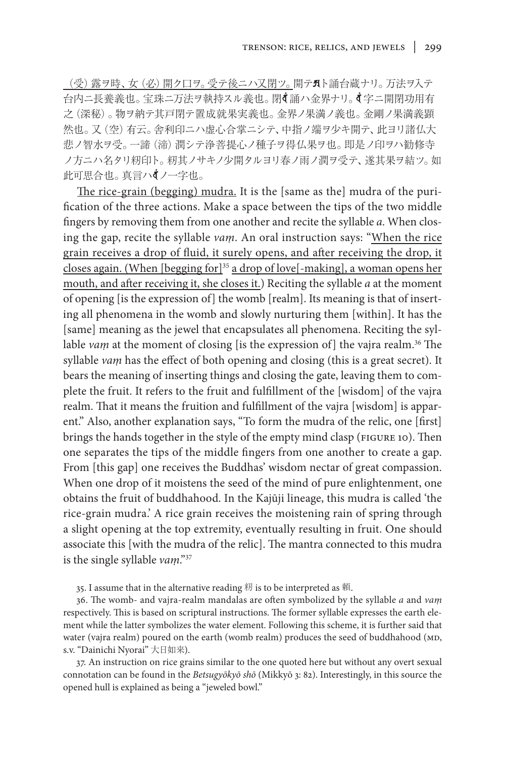（受）露ヲ時、女（必）開ク口ヲ。受テ後ニハ又閉ツ。開テ𑖀ト誦台蔵ナリ。万法ヲ入テ台内ニ長養義也。宝珠ニ万法ヲ執持スル義也。閉𑖪𑖽誦ハ金界ナリ。𑖪𑖽字ニ開閉功用有之（深秘）。物ヲ納テ其戸閉テ置成就果実義也。金界ノ果満ノ義也。金剛ノ果満義顕然也。又（空）有云。舎利印ニハ虚心合掌ニシテ、中指ノ端ヲ少キ開テ、此ヨリ諸仏大悲ノ智水ヲ受。一諦（渧）潤シテ浄菩提心ノ種子ヲ得仏果ヲ也。即是ノ印ヲハ勧修寺ノ方ニハ名タリ籾印ト。籾其ノサキノ少開タルヨリ春ノ雨ノ潤ヲ受テ、遂其果ヲ結ツ。如此可思合也。真言ハ𑖪𑖽ノ一字也。

The rice-grain (begging) mudra. It is the [same as the] mudra of the purification of the three actions. Make a space between the tips of the two middle fingers by removing them from one another and recite the syllable *a*. When closing the gap, recite the syllable *vaṃ*. An oral instruction says: "When the rice grain receives a drop of fluid, it surely opens, and after receiving the drop, it closes again. (When [begging for][35] a drop of love[-making], a woman opens her mouth, and after receiving it, she closes it.) Reciting the syllable *a* at the moment of opening [is the expression of] the womb [realm]. Its meaning is that of inserting all phenomena in the womb and slowly nurturing them [within]. It has the [same] meaning as the jewel that encapsulates all phenomena. Reciting the syllable *vaṃ* at the moment of closing [is the expression of] the vajra realm.[36] The syllable *vaṃ* has the effect of both opening and closing (this is a great secret). It bears the meaning of inserting things and closing the gate, leaving them to complete the fruit. It refers to the fruit and fulfillment of the [wisdom] of the vajra realm. That it means the fruition and fulfillment of the vajra [wisdom] is apparent." Also, another explanation says, "To form the mudra of the relic, one [first] brings the hands together in the style of the empty mind clasp (FIGURE 10). Then one separates the tips of the middle fingers from one another to create a gap. From [this gap] one receives the Buddhas' wisdom nectar of great compassion. When one drop of it moistens the seed of the mind of pure enlightenment, one obtains the fruit of buddhahood. In the Kajūji lineage, this mudra is called 'the rice-grain mudra.' A rice grain receives the moistening rain of spring through a slight opening at the top extremity, eventually resulting in fruit. One should associate this [with the mudra of the relic]. The mantra connected to this mudra is the single syllable *vaṃ*."[37]

35. I assume that in the alternative reading 籾 is to be interpreted as 賴.

36. The womb- and vajra-realm mandalas are often symbolized by the syllable *a* and *vaṃ* respectively. This is based on scriptural instructions. The former syllable expresses the earth element while the latter symbolizes the water element. Following this scheme, it is further said that water (vajra realm) poured on the earth (womb realm) produces the seed of buddhahood (MD, s.v. "Dainichi Nyorai" 大日如来).

37. An instruction on rice grains similar to the one quoted here but without any overt sexual connotation can be found in the *Betsugyōkyō shō* (Mikkyō 3: 82). Interestingly, in this source the opened hull is explained as being a "jeweled bowl."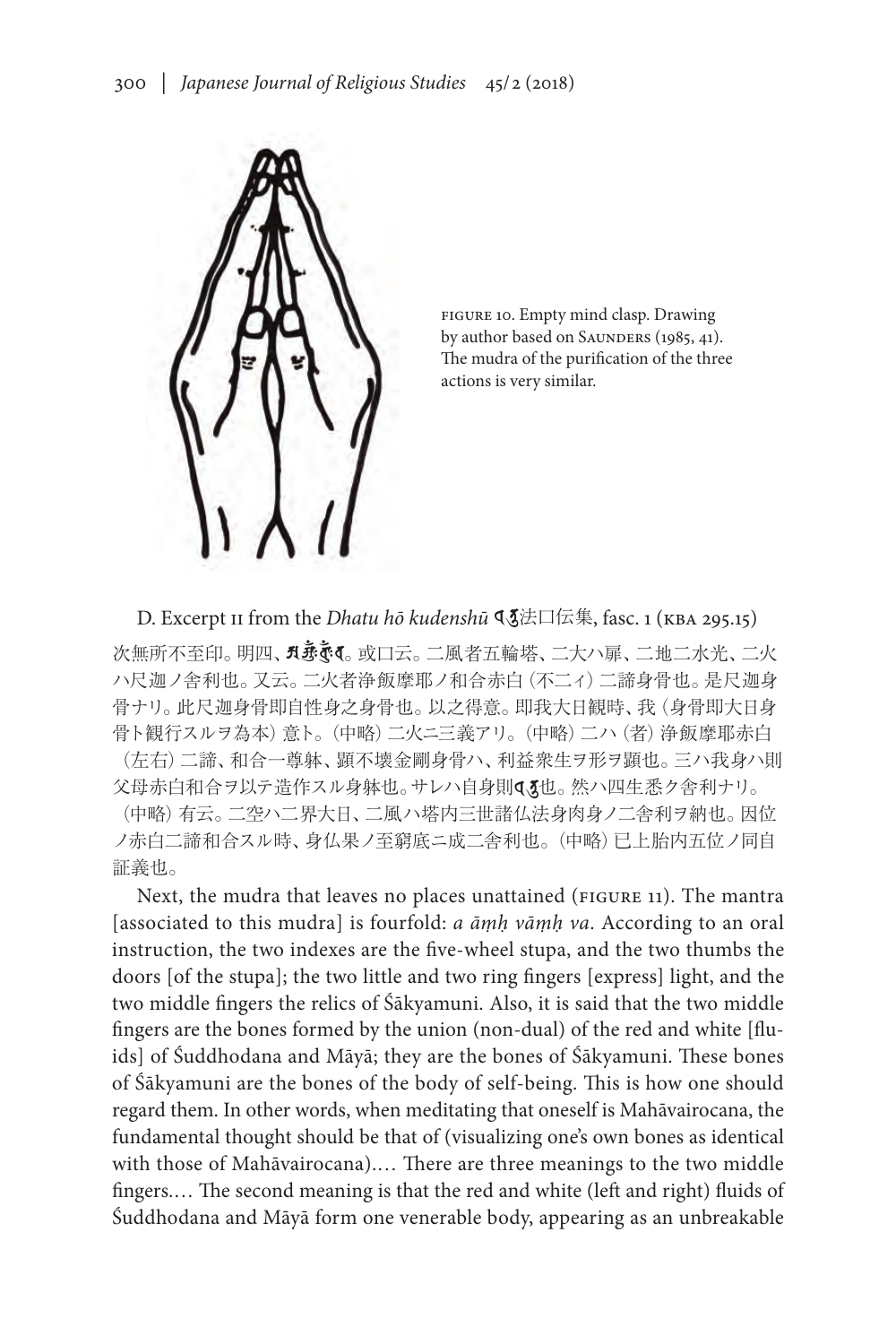FIGURE 10. Empty mind clasp. Drawing by author based on SAUNDERS (1985, 41). The mudra of the purification of the three actions is very similar.

D. Excerpt II from the *Dhatu hō kudenshū* 𑖠𑖯𑖝𑖲法口伝集, fasc. 1 (KBA 295.15)

次無所不至印。明四、𑖀𑖽𑖪𑖽𑖪。或口云。二風者五輪塔、二大ハ扉、二地二水光、二火ハ尺迦ノ舎利也。又云。二火者浄飯摩耶ノ和合赤白（不二ィ）二諦身骨也。是尺迦身骨ナリ。此尺迦身骨即自性身之身骨也。以之得意。即我大日観時、我（身骨即大日身骨ト観行スルヲ為本）意ト。（中略）二火ニ三義アリ。（中略）二ハ（者）浄飯摩耶赤白（左右）二諦、和合一尊躰、顕不壊金剛身骨ハ、利益衆生ヲ形ヲ顕也。三ハ我身ハ則父母赤白和合ヲ以テ造作スル身躰也。サレハ自身則𑖠𑖯𑖝𑖲也。然ハ四生悉ク舎利ナリ。（中略）有云。二空ハ二界大日、二風ハ塔内三世諸仏法身肉身ノ二舎利ヲ納也。因位ノ赤白二諦和合スル時、身仏果ノ至窮底ニ成二舎利也。（中略）已上胎内五位ノ同自証義也。

Next, the mudra that leaves no places unattained (FIGURE 11). The mantra [associated to this mudra] is fourfold: *a āṃḥ vāṃḥ va*. According to an oral instruction, the two indexes are the five-wheel stupa, and the two thumbs the doors [of the stupa]; the two little and two ring fingers [express] light, and the two middle fingers the relics of Śākyamuni. Also, it is said that the two middle fingers are the bones formed by the union (non-dual) of the red and white [fluids] of Śuddhodana and Māyā; they are the bones of Śākyamuni. These bones of Śākyamuni are the bones of the body of self-being. This is how one should regard them. In other words, when meditating that oneself is Mahāvairocana, the fundamental thought should be that of (visualizing one's own bones as identical with those of Mahāvairocana).… There are three meanings to the two middle fingers.… The second meaning is that the red and white (left and right) fluids of Śuddhodana and Māyā form one venerable body, appearing as an unbreakable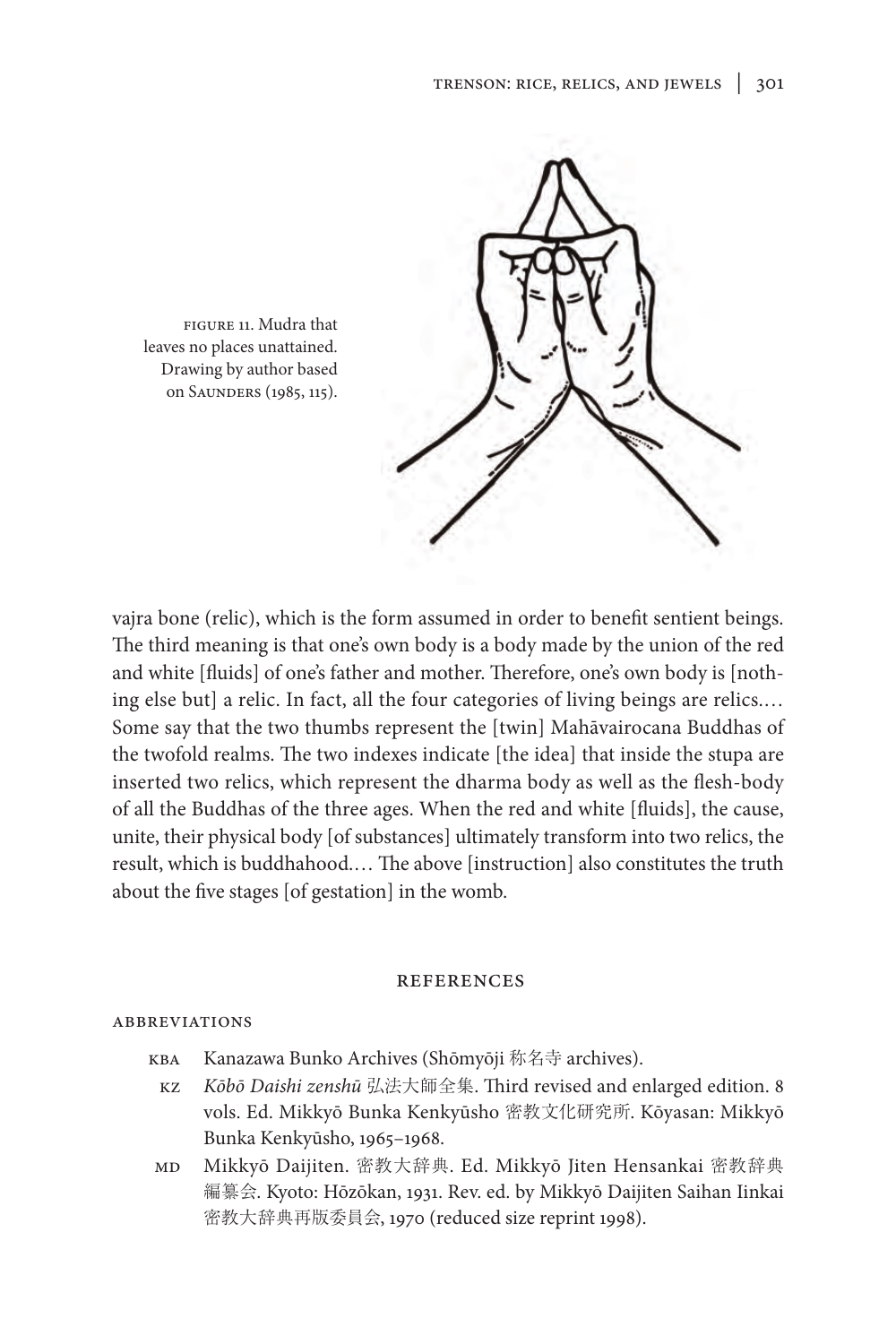FIGURE 11. Mudra that leaves no places unattained. Drawing by author based on SAUNDERS (1985, 115).

vajra bone (relic), which is the form assumed in order to benefit sentient beings. The third meaning is that one's own body is a body made by the union of the red and white [fluids] of one's father and mother. Therefore, one's own body is [nothing else but] a relic. In fact, all the four categories of living beings are relics.… Some say that the two thumbs represent the [twin] Mahāvairocana Buddhas of the twofold realms. The two indexes indicate [the idea] that inside the stupa are inserted two relics, which represent the dharma body as well as the flesh-body of all the Buddhas of the three ages. When the red and white [fluids], the cause, unite, their physical body [of substances] ultimately transform into two relics, the result, which is buddhahood.… The above [instruction] also constitutes the truth about the five stages [of gestation] in the womb.

## REFERENCES

### ABBREVIATIONS

- KBA Kanazawa Bunko Archives (Shōmyōji 称名寺 archives).
- KZ *Kōbō Daishi zenshū* 弘法大師全集. Third revised and enlarged edition. 8 vols. Ed. Mikkyō Bunka Kenkyūsho 密教文化研究所. Kōyasan: Mikkyō Bunka Kenkyūsho, 1965–1968.
- MD Mikkyō Daijiten. 密教大辞典. Ed. Mikkyō Jiten Hensankai 密教辞典編纂会. Kyoto: Hōzōkan, 1931. Rev. ed. by Mikkyō Daijiten Saihan Iinkai 密教大辞典再版委員会, 1970 (reduced size reprint 1998).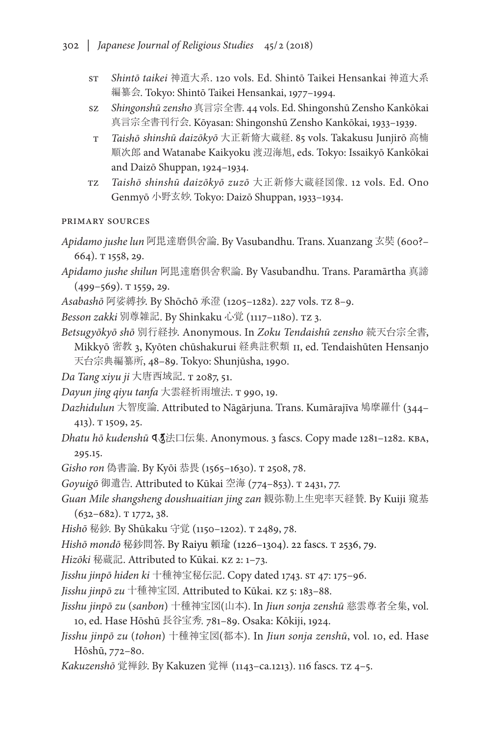ST *Shintō taikei* 神道大系. 120 vols. Ed. Shintō Taikei Hensankai 神道大系編纂会. Tokyo: Shintō Taikei Hensankai, 1977–1994.

SZ *Shingonshū zensho* 真言宗全書. 44 vols. Ed. Shingonshū Zensho Kankōkai 真言全書刊行会. Kōyasan: Shingonshū Zensho Kankōkai, 1933–1939.

T *Taishō shinshū daizōkyō* 大正新脩大蔵経. 85 vols. Takakusu Junjirō 高楠順次郎 and Watanabe Kaikyoku 渡辺海旭, eds. Tokyo: Issaikyō Kankōkai and Daizō Shuppan, 1924–1934.

TZ *Taishō shinshū daizōkyō zuzō* 大正新修大蔵経図像. 12 vols. Ed. Ono Genmyō 小野玄妙. Tokyo: Daizō Shuppan, 1933–1934.

PRIMARY SOURCES

*Apidamo jushe lun* 阿毘達磨倶舍論. By Vasubandhu. Trans. Xuanzang 玄奘 (600?–664). T 1558, 29.

*Apidamo jushe shilun* 阿毘達磨倶舍釈論. By Vasubandhu. Trans. Paramārtha 真諦 (499–569). T 1559, 29.

*Asabashō* 阿娑縛抄. By Shōchō 承澄 (1205–1282). 227 vols. TZ 8–9.

*Besson zakki* 別尊雜記. By Shinkaku 心覚 (1117–1180). TZ 3.

*Betsugyōkyō shō* 別行経抄. Anonymous. In *Zoku Tendaishū zensho* 続天台宗全書, Mikkyō 密教 3, Kyōten chūshakurui 経典註釈類 II, ed. Tendaishūten Hensanjo 天台宗典編纂所, 48–89. Tokyo: Shunjūsha, 1990.

*Da Tang xiyu ji* 大唐西域記. T 2087, 51.

*Dayun jing qiyu tanfa* 大雲経祈雨壇法. T 990, 19.

*Dazhidulun* 大智度論. Attributed to Nāgārjuna. Trans. Kumārajīva 鳩摩羅什 (344–413). T 1509, 25.

*Dhatu hō kudenshū* ◌̣◌̣法口伝集. Anonymous. 3 fascs. Copy made 1281–1282. KBA, 295.15.

*Gisho ron* 偽書論. By Kyōi 恭畏 (1565–1630). T 2508, 78.

*Goyuigō* 御遺告. Attributed to Kūkai 空海 (774–853). T 2431, 77.

*Guan Mile shangsheng doushuaitian jing zan* 観弥勒上生兜率天経賛. By Kuiji 窺基 (632–682). T 1772, 38.

*Hishō* 秘鈔. By Shūkaku 守覚 (1150–1202). T 2489, 78.

*Hishō mondō* 秘鈔問答. By Raiyu 頼瑜 (1226–1304). 22 fascs. T 2536, 79.

*Hizōki* 秘蔵記. Attributed to Kūkai. KZ 2: 1–73.

*Jisshu jinpō hiden ki* 十種神宝秘伝記. Copy dated 1743. ST 47: 175–96.

*Jisshu jinpō zu* 十種神宝図. Attributed to Kūkai. KZ 5: 183–88.

*Jisshu jinpō zu (sanbon)* 十種神宝図(山本). In *Jiun sonja zenshū* 慈雲尊者全集, vol. 10, ed. Hase Hōshū 長谷宝秀, 781–89. Osaka: Kōkiji, 1924.

*Jisshu jinpō zu (tohon)* 十種神宝図(都本). In *Jiun sonja zenshū*, vol. 10, ed. Hase Hōshū, 772–80.

*Kakuzenshō* 覚禅鈔. By Kakuzen 覚禅 (1143–ca.1213). 116 fascs. TZ 4–5.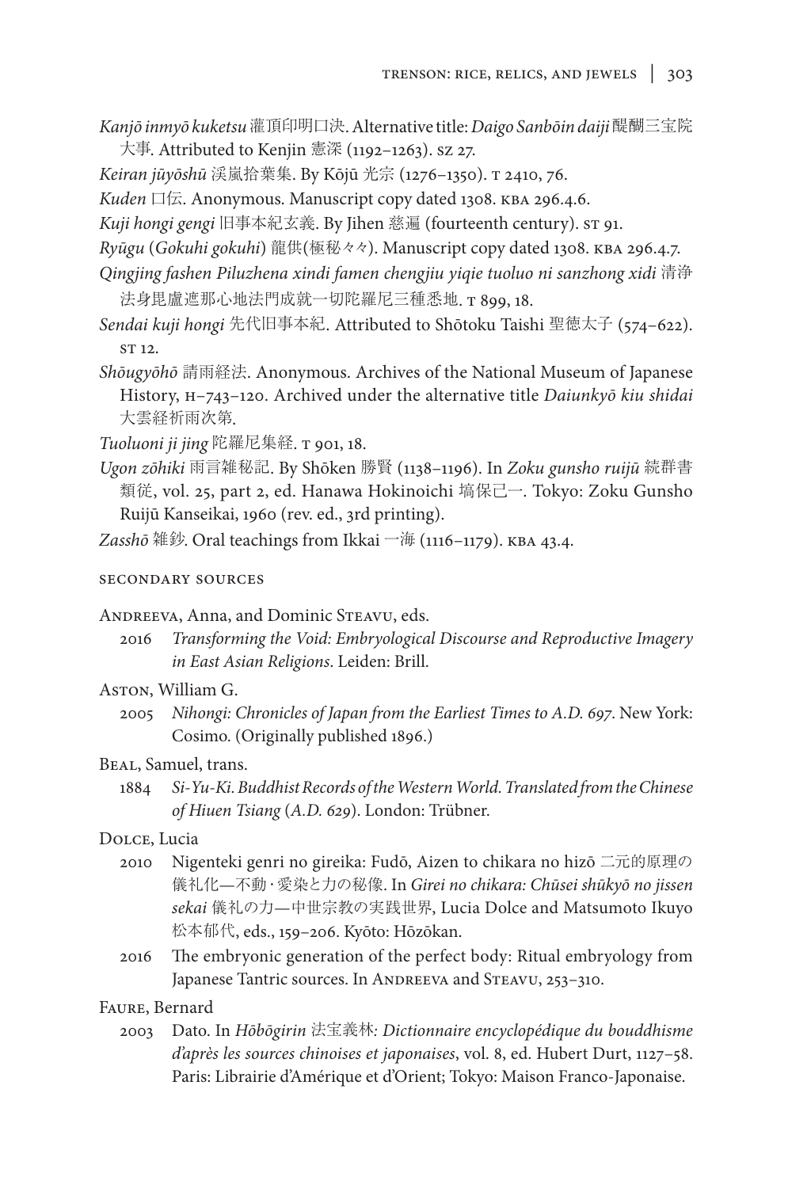*Kanjō inmyō kuketsu* 灌頂印明口決. Alternative title: *Daigo Sanbōin daiji* 醍醐三宝院大事. Attributed to Kenjin 憲深 (1192–1263). SZ 27.

*Keiran jūyōshū* 渓嵐拾葉集. By Kōjū 光宗 (1276–1350). T 2410, 76.

*Kuden* 口伝. Anonymous. Manuscript copy dated 1308. KBA 296.4.6.

*Kuji hongi gengi* 旧事本紀玄義. By Jihen 慈遍 (fourteenth century). ST 91.

*Ryūgu* (*Gokuhi gokuhi*) 龍供(極秘々々). Manuscript copy dated 1308. KBA 296.4.7.

*Qingjing fashen Piluzhena xindi famen chengjiu yiqie tuoluo ni sanzhong xidi* 清浄法身毘盧遮那心地法門成就一切陀羅尼三種悉地. T 899, 18.

*Sendai kuji hongi* 先代旧事本紀. Attributed to Shōtoku Taishi 聖徳太子 (574–622). ST 12.

*Shōugyōhō* 請雨経法. Anonymous. Archives of the National Museum of Japanese History, H–743–120. Archived under the alternative title *Daiunkyō kiu shidai* 大雲経祈雨次第.

*Tuoluoni ji jing* 陀羅尼集経. T 901, 18.

*Ugon zōhiki* 雨言雑秘記. By Shōken 勝賢 (1138–1196). In *Zoku gunsho ruijū* 続群書類従, vol. 25, part 2, ed. Hanawa Hokinoichi 塙保己一. Tokyo: Zoku Gunsho Ruijū Kanseikai, 1960 (rev. ed., 3rd printing).

*Zasshō* 雑鈔. Oral teachings from Ikkai 一海 (1116–1179). KBA 43.4.

## SECONDARY SOURCES

ANDREEVA, Anna, and Dominic STEAVU, eds.

2016 *Transforming the Void: Embryological Discourse and Reproductive Imagery in East Asian Religions*. Leiden: Brill.

ASTON, William G.

2005 *Nihongi: Chronicles of Japan from the Earliest Times to A.D. 697*. New York: Cosimo. (Originally published 1896.)

BEAL, Samuel, trans.

1884 *Si-Yu-Ki. Buddhist Records of the Western World. Translated from the Chinese of Hiuen Tsiang (A.D. 629)*. London: Trübner.

DOLCE, Lucia

2010 Nigenteki genri no gireika: Fudō, Aizen to chikara no hizō 二元的原理の儀礼化—不動・愛染と力の秘像. In *Girei no chikara: Chūsei shūkyō no jissen sekai* 儀礼の力—中世宗教の実践世界, Lucia Dolce and Matsumoto Ikuyo 松本郁代, eds., 159–206. Kyōto: Hōzōkan.

2016 The embryonic generation of the perfect body: Ritual embryology from Japanese Tantric sources. In ANDREEVA and STEAVU, 253–310.

FAURE, Bernard

2003 Dato. In *Hōbōgirin* 法宝義林*: Dictionnaire encyclopédique du bouddhisme d'après les sources chinoises et japonaises*, vol. 8, ed. Hubert Durt, 1127–58. Paris: Librairie d'Amérique et d'Orient; Tokyo: Maison Franco-Japonaise.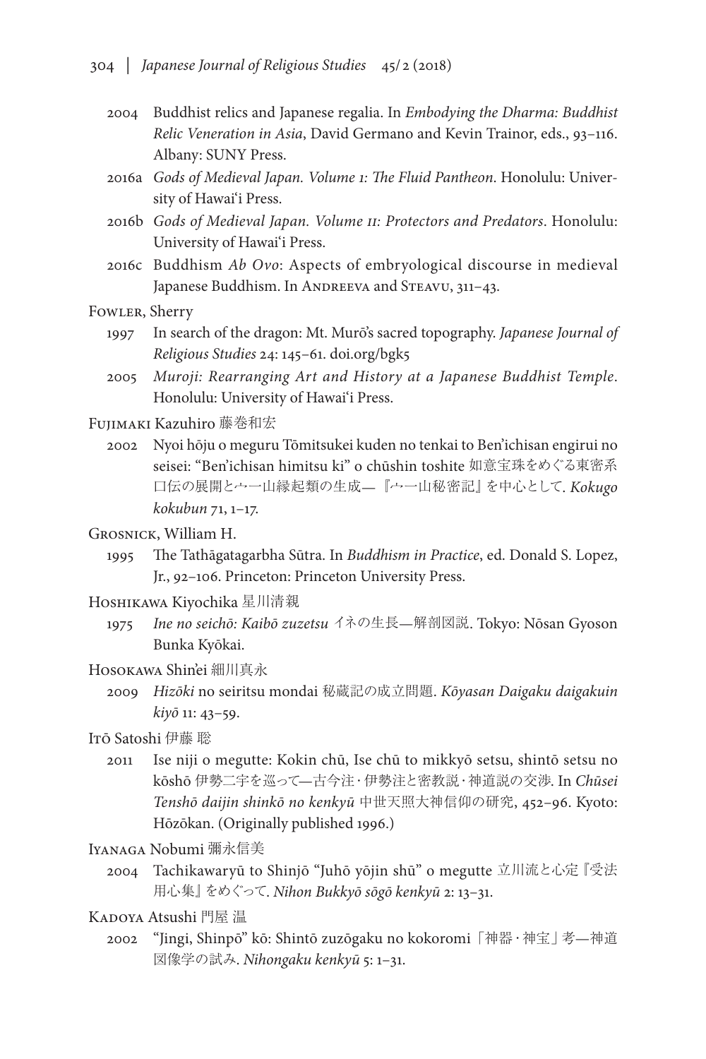2004 Buddhist relics and Japanese regalia. In *Embodying the Dharma: Buddhist Relic Veneration in Asia*, David Germano and Kevin Trainor, eds., 93–116. Albany: SUNY Press.

2016a *Gods of Medieval Japan. Volume 1: The Fluid Pantheon*. Honolulu: University of Hawai'i Press.

2016b *Gods of Medieval Japan. Volume II: Protectors and Predators*. Honolulu: University of Hawai'i Press.

2016c Buddhism *Ab Ovo*: Aspects of embryological discourse in medieval Japanese Buddhism. In Andreeva and Steavu, 311–43.

Fowler, Sherry

1997 In search of the dragon: Mt. Murō's sacred topography. *Japanese Journal of Religious Studies* 24: 145–61. doi.org/bgk5

2005 *Muroji: Rearranging Art and History at a Japanese Buddhist Temple*. Honolulu: University of Hawai'i Press.

Fujimaki Kazuhiro 藤巻和宏

2002 Nyoi hōju o meguru Tōmitsukei kuden no tenkai to Ben'ichisan engirui no seisei: "Ben'ichisan himitsu ki" o chūshin toshite 如意宝珠をめぐる東密系口伝の展開と宀一山縁起類の生成—『宀一山秘密記』を中心として. *Kokugo kokubun* 71, 1–17.

Grosnick, William H.

1995 The Tathāgatagarbha Sūtra. In *Buddhism in Practice*, ed. Donald S. Lopez, Jr., 92–106. Princeton: Princeton University Press.

Hoshikawa Kiyochika 星川清親

1975 *Ine no seichō: Kaibō zuzetsu* イネの生長—解剖図説. Tokyo: Nōsan Gyoson Bunka Kyōkai.

Hosokawa Shin'ei 細川真永

2009 *Hizōki* no seiritsu mondai 秘蔵記の成立問題. *Kōyasan Daigaku daigakuin kiyō* 11: 43–59.

Itō Satoshi 伊藤 聡

2011 Ise niji o megutte: Kokin chū, Ise chū to mikkyō setsu, shintō setsu no kōshō 伊勢二字を巡って—古今注・伊勢注と密教説・神道説の交渉. In *Chūsei Tenshō daijin shinkō no kenkyū* 中世天照大神信仰の研究, 452–96. Kyoto: Hōzōkan. (Originally published 1996.)

Iyanaga Nobumi 彌永信美

2004 Tachikawaryū to Shinjō "Juhō yōjin shū" o megutte 立川流と心定『受法用心集』をめぐって. *Nihon Bukkyō sōgō kenkyū* 2: 13–31.

Kadoya Atsushi 門屋 温

2002 "Jingi, Shinpō" kō: Shintō zuzōgaku no kokoromi 「神器・神宝」考—神道図像学の試み. *Nihongaku kenkyū* 5: 1–31.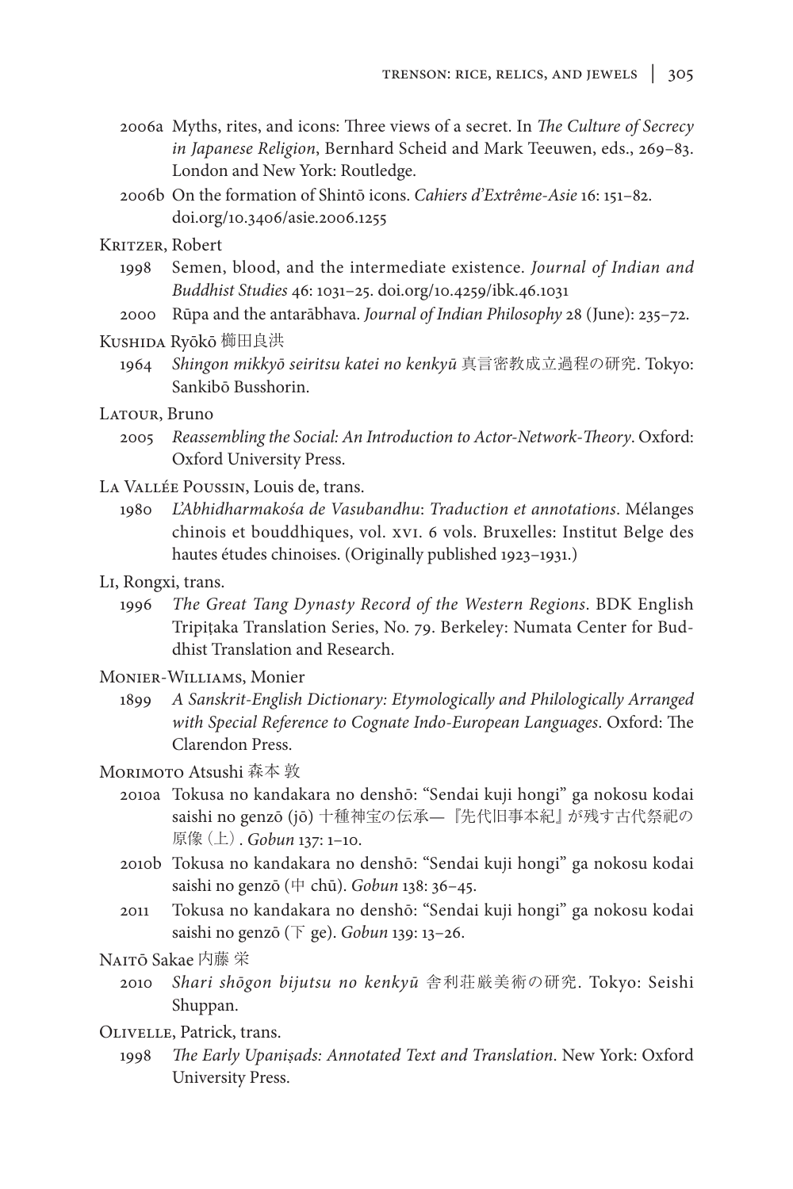2006a Myths, rites, and icons: Three views of a secret. In *The Culture of Secrecy in Japanese Religion*, Bernhard Scheid and Mark Teeuwen, eds., 269–83. London and New York: Routledge.

2006b On the formation of Shintō icons. *Cahiers d'Extrême-Asie* 16: 151–82. doi.org/10.3406/asie.2006.1255

Kritzer, Robert

1998 Semen, blood, and the intermediate existence. *Journal of Indian and Buddhist Studies* 46: 1031–25. doi.org/10.4259/ibk.46.1031

2000 Rūpa and the antarābhava. *Journal of Indian Philosophy* 28 (June): 235–72.

Kushida Ryōkō 櫛田良洪

1964 *Shingon mikkyō seiritsu katei no kenkyū* 真言密教成立過程の研究. Tokyo: Sankibō Busshorin.

Latour, Bruno

2005 *Reassembling the Social: An Introduction to Actor-Network-Theory*. Oxford: Oxford University Press.

La Vallée Poussin, Louis de, trans.

1980 *L'Abhidharmakośa de Vasubandhu*: *Traduction et annotations*. Mélanges chinois et bouddhiques, vol. xvi. 6 vols. Bruxelles: Institut Belge des hautes études chinoises. (Originally published 1923–1931.)

Li, Rongxi, trans.

1996 *The Great Tang Dynasty Record of the Western Regions*. BDK English Tripiṭaka Translation Series, No. 79. Berkeley: Numata Center for Buddhist Translation and Research.

Monier-Williams, Monier

1899 *A Sanskrit-English Dictionary: Etymologically and Philologically Arranged with Special Reference to Cognate Indo-European Languages*. Oxford: The Clarendon Press.

Morimoto Atsushi 森本 敦

2010a Tokusa no kandakara no denshō: "Sendai kuji hongi" ga nokosu kodai saishi no genzō (jō) 十種神宝の伝承—『先代旧事本紀』が残す古代祭祀の原像（上）. *Gobun* 137: 1–10.

2010b Tokusa no kandakara no denshō: "Sendai kuji hongi" ga nokosu kodai saishi no genzō (中 chū). *Gobun* 138: 36–45.

2011 Tokusa no kandakara no denshō: "Sendai kuji hongi" ga nokosu kodai saishi no genzō (下 ge). *Gobun* 139: 13–26.

Naitō Sakae 内藤 栄

2010 *Shari shōgon bijutsu no kenkyū* 舎利荘厳美術の研究. Tokyo: Seishi Shuppan.

Olivelle, Patrick, trans.

1998 *The Early Upaniṣads: Annotated Text and Translation*. New York: Oxford University Press.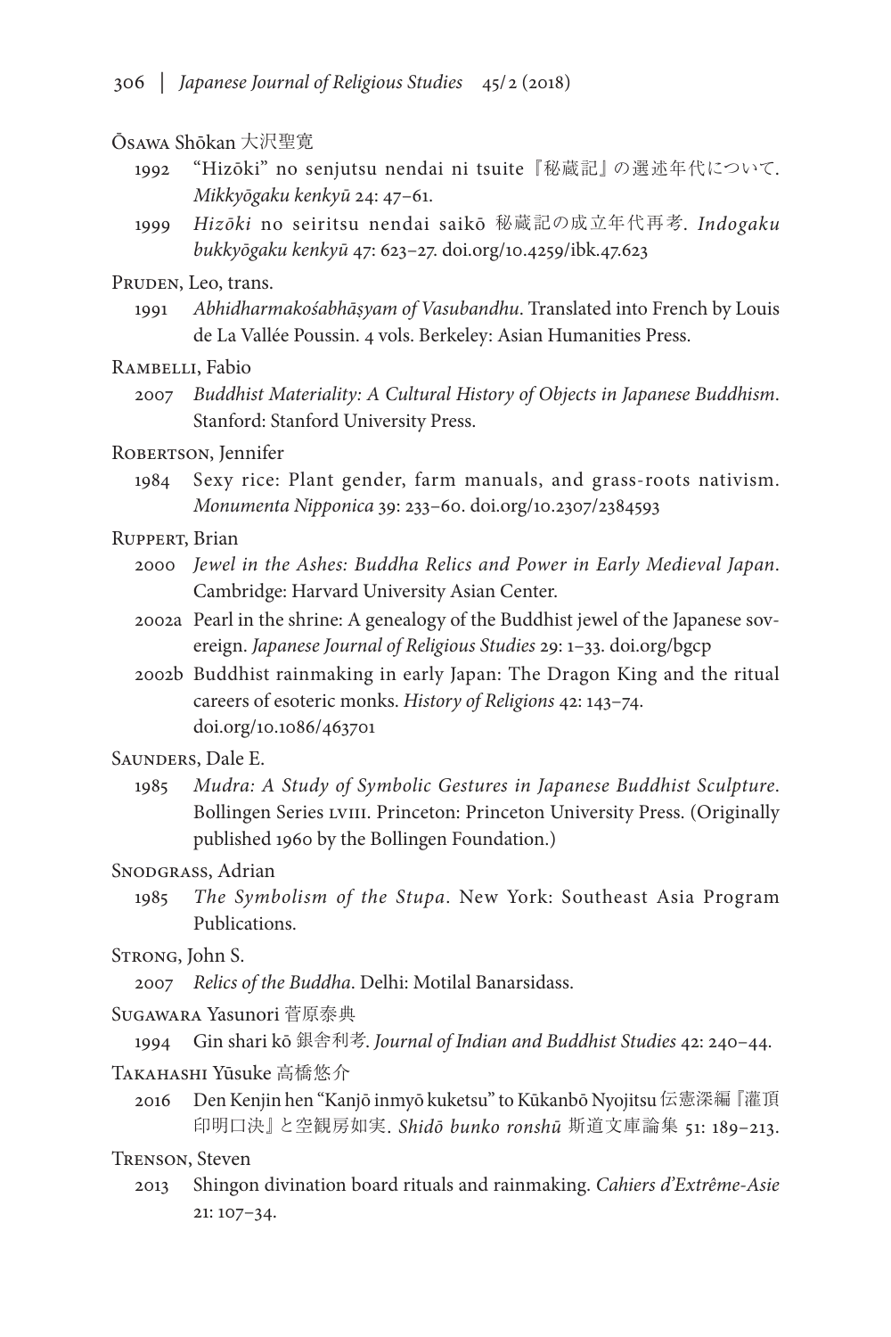Ōsawa Shōkan 大沢聖寛

1992 "Hizōki" no senjutsu nendai ni tsuite『秘蔵記』の選述年代について. *Mikkyōgaku kenkyū* 24: 47–61.

1999 *Hizōki* no seiritsu nendai saikō 秘蔵記の成立年代再考. *Indogaku bukkyōgaku kenkyū* 47: 623–27. doi.org/10.4259/ibk.47.623

Pruden, Leo, trans.

1991 *Abhidharmakośabhāṣyam of Vasubandhu*. Translated into French by Louis de La Vallée Poussin. 4 vols. Berkeley: Asian Humanities Press.

Rambelli, Fabio

2007 *Buddhist Materiality: A Cultural History of Objects in Japanese Buddhism*. Stanford: Stanford University Press.

Robertson, Jennifer

1984 Sexy rice: Plant gender, farm manuals, and grass-roots nativism. *Monumenta Nipponica* 39: 233–60. doi.org/10.2307/2384593

Ruppert, Brian

2000 *Jewel in the Ashes: Buddha Relics and Power in Early Medieval Japan*. Cambridge: Harvard University Asian Center.

2002a Pearl in the shrine: A genealogy of the Buddhist jewel of the Japanese sovereign. *Japanese Journal of Religious Studies* 29: 1–33. doi.org/bgcp

2002b Buddhist rainmaking in early Japan: The Dragon King and the ritual careers of esoteric monks. *History of Religions* 42: 143–74. doi.org/10.1086/463701

Saunders, Dale E.

1985 *Mudra: A Study of Symbolic Gestures in Japanese Buddhist Sculpture*. Bollingen Series LVIII. Princeton: Princeton University Press. (Originally published 1960 by the Bollingen Foundation.)

Snodgrass, Adrian

1985 *The Symbolism of the Stupa*. New York: Southeast Asia Program Publications.

Strong, John S.

2007 *Relics of the Buddha*. Delhi: Motilal Banarsidass.

Sugawara Yasunori 菅原泰典

1994 Gin shari kō 銀舎利考. *Journal of Indian and Buddhist Studies* 42: 240–44.

Takahashi Yūsuke 高橋悠介

2016 Den Kenjin hen "Kanjō inmyō kuketsu" to Kūkanbō Nyojitsu 伝憲深編『灌頂印明口決』と空観房如実. *Shidō bunko ronshū* 斯道文庫論集 51: 189–213.

Trenson, Steven

2013 Shingon divination board rituals and rainmaking. *Cahiers d'Extrême-Asie* 21: 107–34.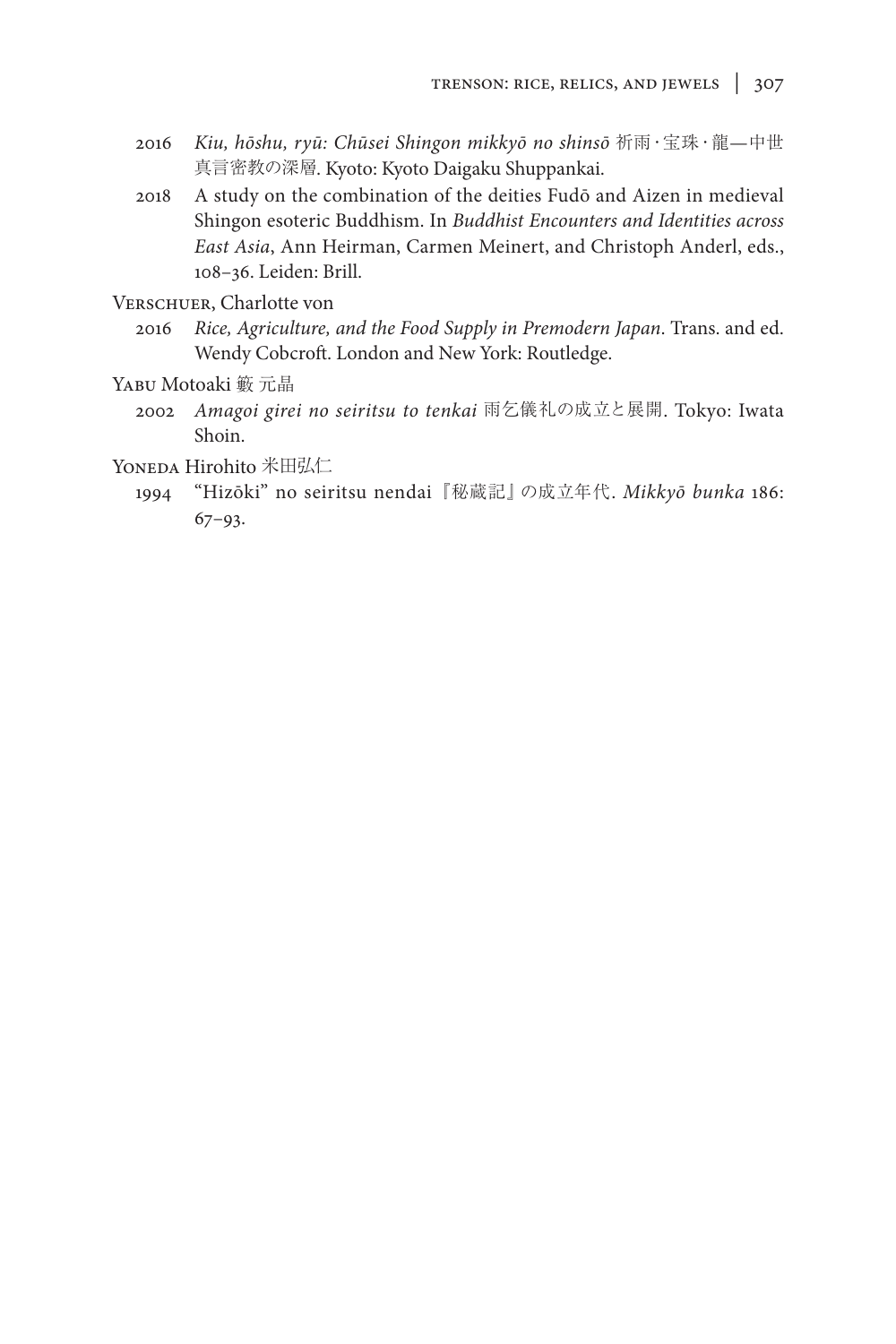2016 *Kiu, hōshu, ryū: Chūsei Shingon mikkyō no shinsō* 祈雨・宝珠・龍—中世真言密教の深層. Kyoto: Kyoto Daigaku Shuppankai.

2018 A study on the combination of the deities Fudō and Aizen in medieval Shingon esoteric Buddhism. In *Buddhist Encounters and Identities across East Asia*, Ann Heirman, Carmen Meinert, and Christoph Anderl, eds., 108–36. Leiden: Brill.

Verschuer, Charlotte von

2016 *Rice, Agriculture, and the Food Supply in Premodern Japan*. Trans. and ed. Wendy Cobcroft. London and New York: Routledge.

Yabu Motoaki 籔 元晶

2002 *Amagoi girei no seiritsu to tenkai* 雨乞儀礼の成立と展開. Tokyo: Iwata Shoin.

Yoneda Hirohito 米田弘仁

1994 "Hizōki" no seiritsu nendai『秘蔵記』の成立年代. *Mikkyō bunka* 186: 67–93.